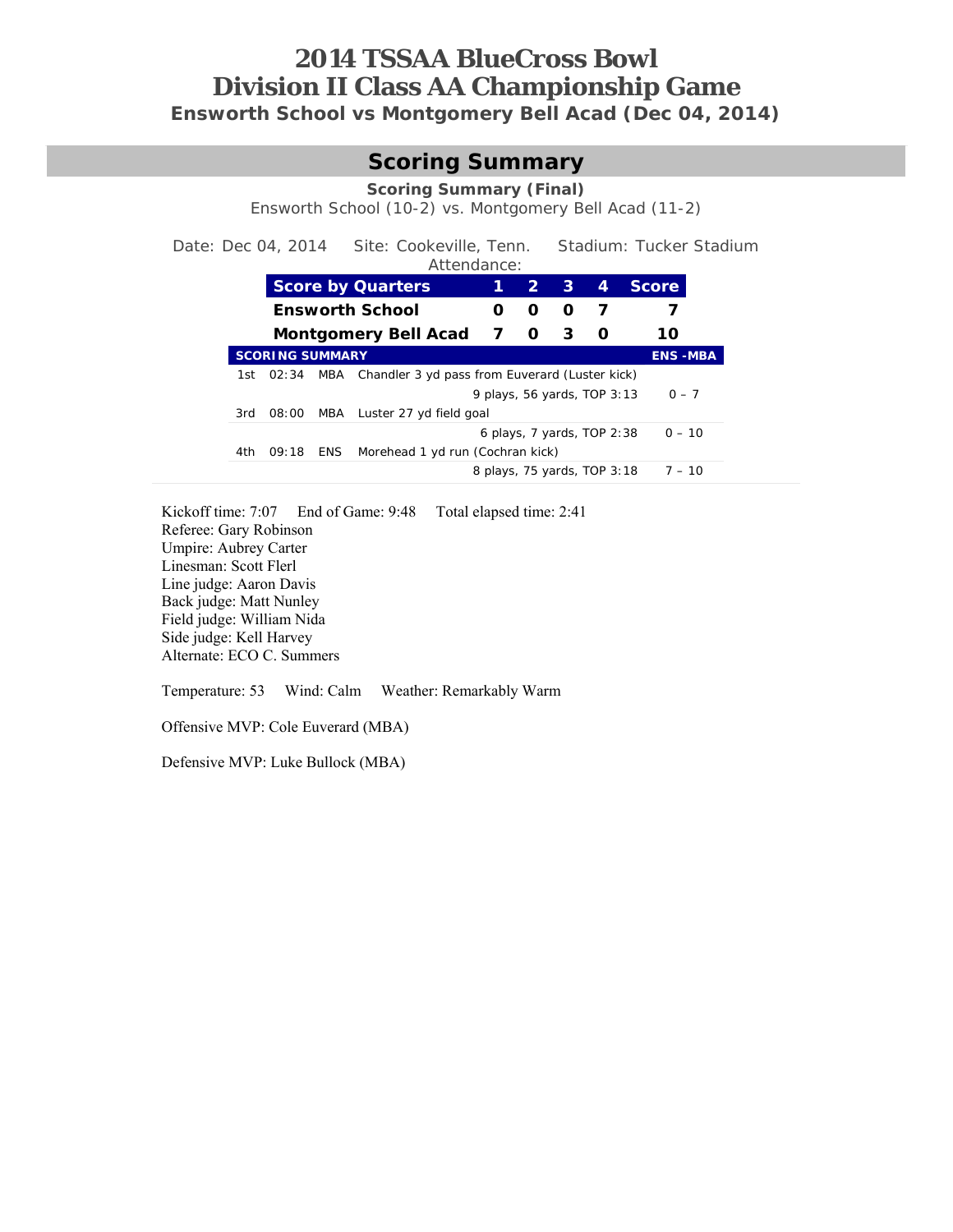# 2014 TSSAA BlueCross Bowl
# Division II Class AA Championship Game

### Ensworth School vs Montgomery Bell Acad (Dec 04, 2014)

## Scoring Summary

**Scoring Summary (Final)**

Ensworth School (10-2) vs. Montgomery Bell Acad (11-2)

Date: Dec 04, 2014    Site: Cookeville, Tenn.    Stadium: Tucker Stadium

Attendance:

| Score by Quarters | 1 | 2 | 3 | 4 | Score |
|---|---|---|---|---|---|
| Ensworth School | 0 | 0 | 0 | 7 | 7 |
| Montgomery Bell Acad | 7 | 0 | 3 | 0 | 10 |

| SCORING SUMMARY | | | | ENS -MBA |
|---|---|---|---|---|
| 1st | 02:34 | MBA | Chandler 3 yd pass from Euverard (Luster kick) | |
| | | | 9 plays, 56 yards, TOP 3:13 | 0 – 7 |
| 3rd | 08:00 | MBA | Luster 27 yd field goal | |
| | | | 6 plays, 7 yards, TOP 2:38 | 0 – 10 |
| 4th | 09:18 | ENS | Morehead 1 yd run (Cochran kick) | |
| | | | 8 plays, 75 yards, TOP 3:18 | 7 – 10 |

Kickoff time: 7:07    End of Game: 9:48    Total elapsed time: 2:41

Referee: Gary Robinson
Umpire: Aubrey Carter
Linesman: Scott Flerl
Line judge: Aaron Davis
Back judge: Matt Nunley
Field judge: William Nida
Side judge: Kell Harvey
Alternate: ECO C. Summers

Temperature: 53    Wind: Calm    Weather: Remarkably Warm

Offensive MVP: Cole Euverard (MBA)

Defensive MVP: Luke Bullock (MBA)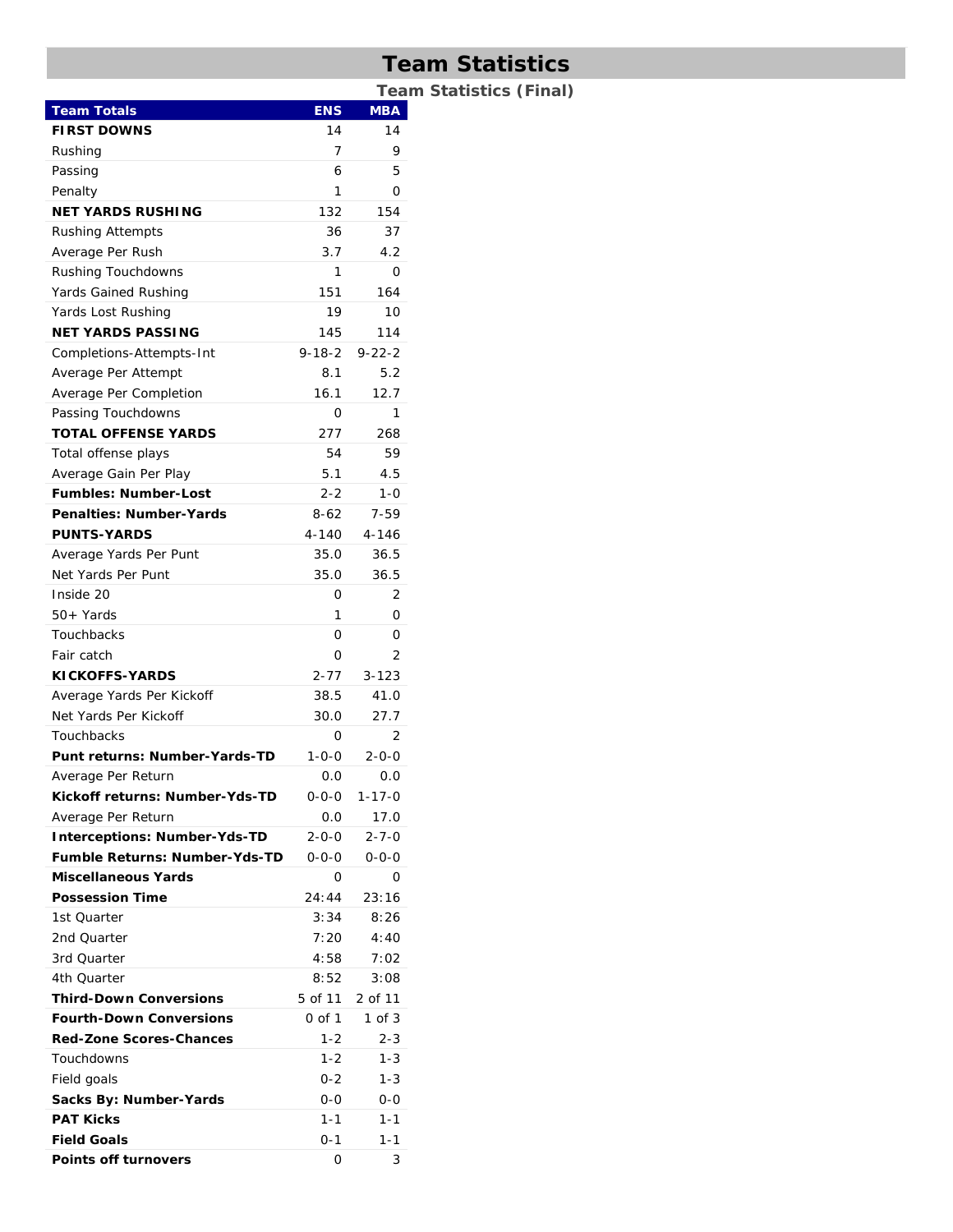# Team Statistics

## Team Statistics (Final)

| Team Totals | ENS | MBA |
|---|---|---|
| **FIRST DOWNS** | 14 | 14 |
| Rushing | 7 | 9 |
| Passing | 6 | 5 |
| Penalty | 1 | 0 |
| **NET YARDS RUSHING** | 132 | 154 |
| Rushing Attempts | 36 | 37 |
| Average Per Rush | 3.7 | 4.2 |
| Rushing Touchdowns | 1 | 0 |
| Yards Gained Rushing | 151 | 164 |
| Yards Lost Rushing | 19 | 10 |
| **NET YARDS PASSING** | 145 | 114 |
| Completions-Attempts-Int | 9-18-2 | 9-22-2 |
| Average Per Attempt | 8.1 | 5.2 |
| Average Per Completion | 16.1 | 12.7 |
| Passing Touchdowns | 0 | 1 |
| **TOTAL OFFENSE YARDS** | 277 | 268 |
| Total offense plays | 54 | 59 |
| Average Gain Per Play | 5.1 | 4.5 |
| **Fumbles: Number-Lost** | 2-2 | 1-0 |
| **Penalties: Number-Yards** | 8-62 | 7-59 |
| **PUNTS-YARDS** | 4-140 | 4-146 |
| Average Yards Per Punt | 35.0 | 36.5 |
| Net Yards Per Punt | 35.0 | 36.5 |
| Inside 20 | 0 | 2 |
| 50+ Yards | 1 | 0 |
| Touchbacks | 0 | 0 |
| Fair catch | 0 | 2 |
| **KICKOFFS-YARDS** | 2-77 | 3-123 |
| Average Yards Per Kickoff | 38.5 | 41.0 |
| Net Yards Per Kickoff | 30.0 | 27.7 |
| Touchbacks | 0 | 2 |
| **Punt returns: Number-Yards-TD** | 1-0-0 | 2-0-0 |
| Average Per Return | 0.0 | 0.0 |
| **Kickoff returns: Number-Yds-TD** | 0-0-0 | 1-17-0 |
| Average Per Return | 0.0 | 17.0 |
| **Interceptions: Number-Yds-TD** | 2-0-0 | 2-7-0 |
| **Fumble Returns: Number-Yds-TD** | 0-0-0 | 0-0-0 |
| **Miscellaneous Yards** | 0 | 0 |
| **Possession Time** | 24:44 | 23:16 |
| 1st Quarter | 3:34 | 8:26 |
| 2nd Quarter | 7:20 | 4:40 |
| 3rd Quarter | 4:58 | 7:02 |
| 4th Quarter | 8:52 | 3:08 |
| **Third-Down Conversions** | 5 of 11 | 2 of 11 |
| **Fourth-Down Conversions** | 0 of 1 | 1 of 3 |
| **Red-Zone Scores-Chances** | 1-2 | 2-3 |
| Touchdowns | 1-2 | 1-3 |
| Field goals | 0-2 | 1-3 |
| **Sacks By: Number-Yards** | 0-0 | 0-0 |
| **PAT Kicks** | 1-1 | 1-1 |
| **Field Goals** | 0-1 | 1-1 |
| **Points off turnovers** | 0 | 3 |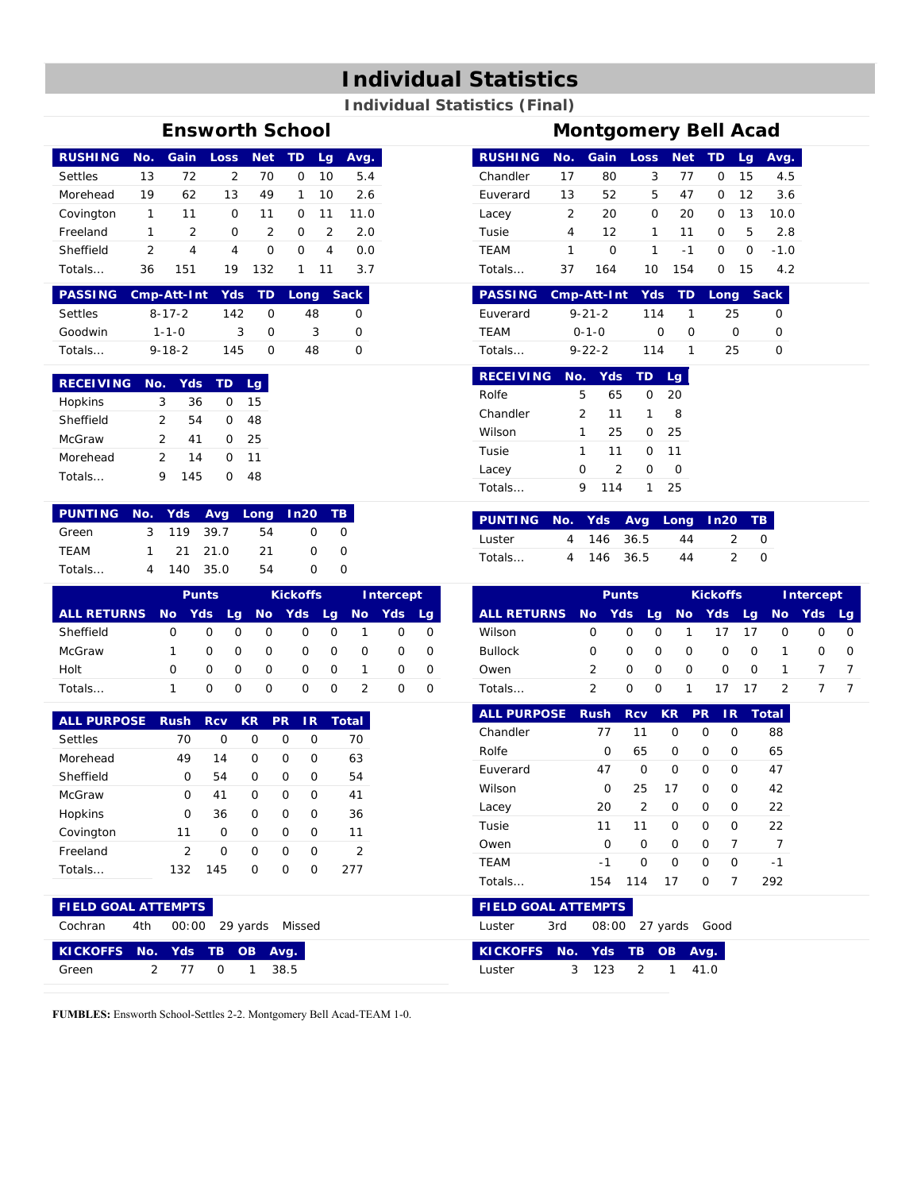# Individual Statistics

## Individual Statistics (Final)

### Ensworth School

| RUSHING | No. | Gain | Loss | Net | TD | Lg | Avg. |
|---|---|---|---|---|---|---|---|
| Settles | 13 | 72 | 2 | 70 | 0 | 10 | 5.4 |
| Morehead | 19 | 62 | 13 | 49 | 1 | 10 | 2.6 |
| Covington | 1 | 11 | 0 | 11 | 0 | 11 | 11.0 |
| Freeland | 1 | 2 | 0 | 2 | 0 | 2 | 2.0 |
| Sheffield | 2 | 4 | 4 | 0 | 0 | 4 | 0.0 |
| Totals... | 36 | 151 | 19 | 132 | 1 | 11 | 3.7 |

| PASSING | Cmp-Att-Int | Yds | TD | Long | Sack |
|---|---|---|---|---|---|
| Settles | 8-17-2 | 142 | 0 | 48 | 0 |
| Goodwin | 1-1-0 | 3 | 0 | 3 | 0 |
| Totals... | 9-18-2 | 145 | 0 | 48 | 0 |

| RECEIVING | No. | Yds | TD | Lg |
|---|---|---|---|---|
| Hopkins | 3 | 36 | 0 | 15 |
| Sheffield | 2 | 54 | 0 | 48 |
| McGraw | 2 | 41 | 0 | 25 |
| Morehead | 2 | 14 | 0 | 11 |
| Totals... | 9 | 145 | 0 | 48 |

| PUNTING | No. | Yds | Avg | Long | In20 | TB |
|---|---|---|---|---|---|---|
| Green | 3 | 119 | 39.7 | 54 | 0 | 0 |
| TEAM | 1 | 21 | 21.0 | 21 | 0 | 0 |
| Totals... | 4 | 140 | 35.0 | 54 | 0 | 0 |

| | Punts | | | Kickoffs | | | Intercept | | |
|---|---|---|---|---|---|---|---|---|---|
| ALL RETURNS | No | Yds | Lg | No | Yds | Lg | No | Yds | Lg |
| Sheffield | 0 | 0 | 0 | 0 | 0 | 0 | 1 | 0 | 0 |
| McGraw | 1 | 0 | 0 | 0 | 0 | 0 | 0 | 0 | 0 |
| Holt | 0 | 0 | 0 | 0 | 0 | 0 | 1 | 0 | 0 |
| Totals... | 1 | 0 | 0 | 0 | 0 | 0 | 2 | 0 | 0 |

| ALL PURPOSE | Rush | Rcv | KR | PR | IR | Total |
|---|---|---|---|---|---|---|
| Settles | 70 | 0 | 0 | 0 | 0 | 70 |
| Morehead | 49 | 14 | 0 | 0 | 0 | 63 |
| Sheffield | 0 | 54 | 0 | 0 | 0 | 54 |
| McGraw | 0 | 41 | 0 | 0 | 0 | 41 |
| Hopkins | 0 | 36 | 0 | 0 | 0 | 36 |
| Covington | 11 | 0 | 0 | 0 | 0 | 11 |
| Freeland | 2 | 0 | 0 | 0 | 0 | 2 |
| Totals... | 132 | 145 | 0 | 0 | 0 | 277 |

**FIELD GOAL ATTEMPTS**

Cochran 4th 00:00 29 yards Missed

| KICKOFFS | No. | Yds | TB | OB | Avg. |
|---|---|---|---|---|---|
| Green | 2 | 77 | 0 | 1 | 38.5 |

### Montgomery Bell Acad

| RUSHING | No. | Gain | Loss | Net | TD | Lg | Avg. |
|---|---|---|---|---|---|---|---|
| Chandler | 17 | 80 | 3 | 77 | 0 | 15 | 4.5 |
| Euverard | 13 | 52 | 5 | 47 | 0 | 12 | 3.6 |
| Lacey | 2 | 20 | 0 | 20 | 0 | 13 | 10.0 |
| Tusie | 4 | 12 | 1 | 11 | 0 | 5 | 2.8 |
| TEAM | 1 | 0 | 1 | -1 | 0 | 0 | -1.0 |
| Totals... | 37 | 164 | 10 | 154 | 0 | 15 | 4.2 |

| PASSING | Cmp-Att-Int | Yds | TD | Long | Sack |
|---|---|---|---|---|---|
| Euverard | 9-21-2 | 114 | 1 | 25 | 0 |
| TEAM | 0-1-0 | 0 | 0 | 0 | 0 |
| Totals... | 9-22-2 | 114 | 1 | 25 | 0 |

| RECEIVING | No. | Yds | TD | Lg |
|---|---|---|---|---|
| Rolfe | 5 | 65 | 0 | 20 |
| Chandler | 2 | 11 | 1 | 8 |
| Wilson | 1 | 25 | 0 | 25 |
| Tusie | 1 | 11 | 0 | 11 |
| Lacey | 0 | 2 | 0 | 0 |
| Totals... | 9 | 114 | 1 | 25 |

| PUNTING | No. | Yds | Avg | Long | In20 | TB |
|---|---|---|---|---|---|---|
| Luster | 4 | 146 | 36.5 | 44 | 2 | 0 |
| Totals... | 4 | 146 | 36.5 | 44 | 2 | 0 |

| | Punts | | | Kickoffs | | | Intercept | | |
|---|---|---|---|---|---|---|---|---|---|
| ALL RETURNS | No | Yds | Lg | No | Yds | Lg | No | Yds | Lg |
| Wilson | 0 | 0 | 0 | 1 | 17 | 17 | 0 | 0 | 0 |
| Bullock | 0 | 0 | 0 | 0 | 0 | 0 | 1 | 0 | 0 |
| Owen | 2 | 0 | 0 | 0 | 0 | 0 | 1 | 7 | 7 |
| Totals... | 2 | 0 | 0 | 1 | 17 | 17 | 2 | 7 | 7 |

| ALL PURPOSE | Rush | Rcv | KR | PR | IR | Total |
|---|---|---|---|---|---|---|
| Chandler | 77 | 11 | 0 | 0 | 0 | 88 |
| Rolfe | 0 | 65 | 0 | 0 | 0 | 65 |
| Euverard | 47 | 0 | 0 | 0 | 0 | 47 |
| Wilson | 0 | 25 | 17 | 0 | 0 | 42 |
| Lacey | 20 | 2 | 0 | 0 | 0 | 22 |
| Tusie | 11 | 11 | 0 | 0 | 0 | 22 |
| Owen | 0 | 0 | 0 | 0 | 7 | 7 |
| TEAM | -1 | 0 | 0 | 0 | 0 | -1 |
| Totals... | 154 | 114 | 17 | 0 | 7 | 292 |

**FIELD GOAL ATTEMPTS**

Luster 3rd 08:00 27 yards Good

| KICKOFFS | No. | Yds | TB | OB | Avg. |
|---|---|---|---|---|---|
| Luster | 3 | 123 | 2 | 1 | 41.0 |

**FUMBLES:** Ensworth School-Settles 2-2. Montgomery Bell Acad-TEAM 1-0.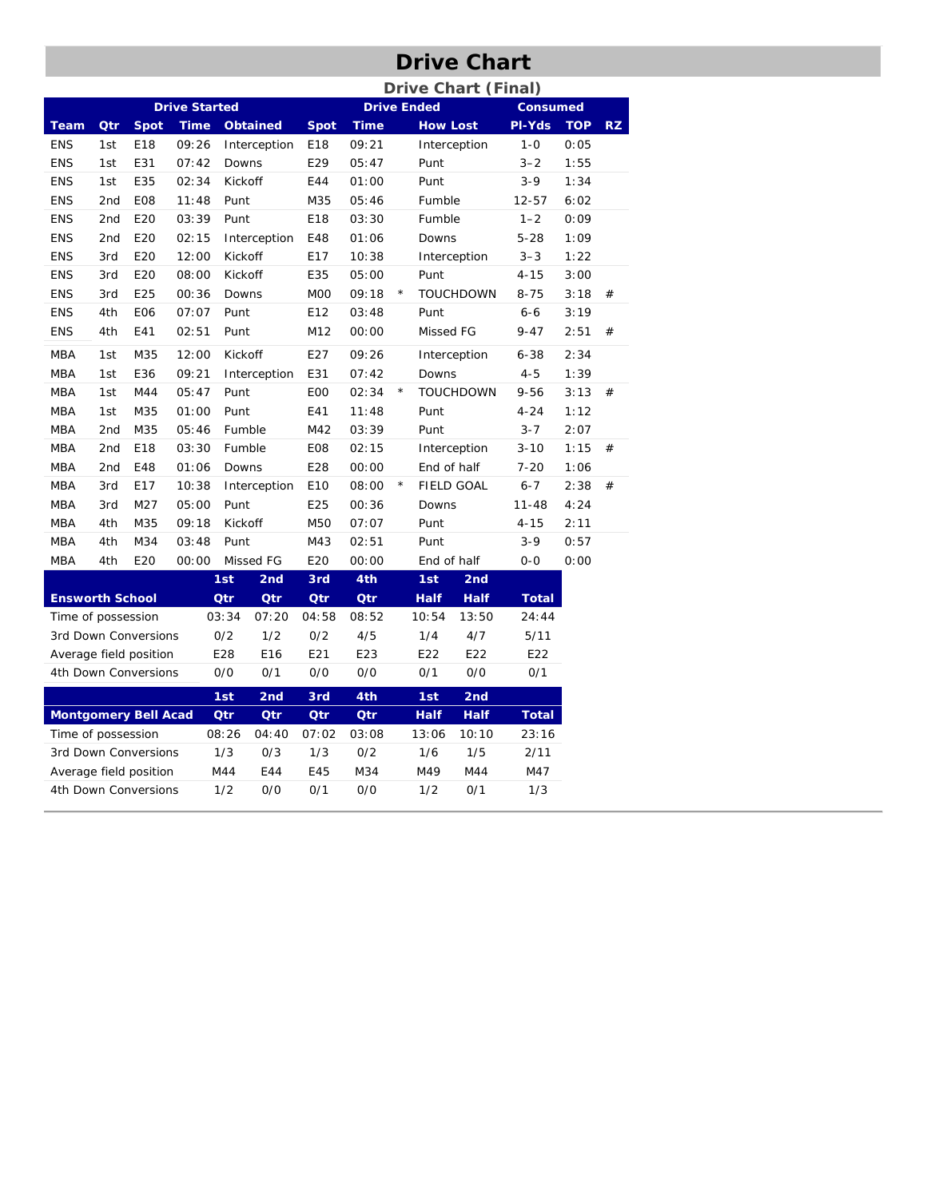# Drive Chart

## Drive Chart (Final)

| Team | Qtr | Spot | Time | Obtained | Spot | Time | | How Lost | Pl-Yds | TOP | RZ |
|---|---|---|---|---|---|---|---|---|---|---|---|
| | Drive Started | | | | Drive Ended | | | | Consumed | | |
| ENS | 1st | E18 | 09:26 | Interception | E18 | 09:21 | | Interception | 1-0 | 0:05 | |
| ENS | 1st | E31 | 07:42 | Downs | E29 | 05:47 | | Punt | 3–2 | 1:55 | |
| ENS | 1st | E35 | 02:34 | Kickoff | E44 | 01:00 | | Punt | 3-9 | 1:34 | |
| ENS | 2nd | E08 | 11:48 | Punt | M35 | 05:46 | | Fumble | 12-57 | 6:02 | |
| ENS | 2nd | E20 | 03:39 | Punt | E18 | 03:30 | | Fumble | 1–2 | 0:09 | |
| ENS | 2nd | E20 | 02:15 | Interception | E48 | 01:06 | | Downs | 5-28 | 1:09 | |
| ENS | 3rd | E20 | 12:00 | Kickoff | E17 | 10:38 | | Interception | 3–3 | 1:22 | |
| ENS | 3rd | E20 | 08:00 | Kickoff | E35 | 05:00 | | Punt | 4-15 | 3:00 | |
| ENS | 3rd | E25 | 00:36 | Downs | M00 | 09:18 | * | TOUCHDOWN | 8-75 | 3:18 | # |
| ENS | 4th | E06 | 07:07 | Punt | E12 | 03:48 | | Punt | 6-6 | 3:19 | |
| ENS | 4th | E41 | 02:51 | Punt | M12 | 00:00 | | Missed FG | 9-47 | 2:51 | # |
| MBA | 1st | M35 | 12:00 | Kickoff | E27 | 09:26 | | Interception | 6-38 | 2:34 | |
| MBA | 1st | E36 | 09:21 | Interception | E31 | 07:42 | | Downs | 4-5 | 1:39 | |
| MBA | 1st | M44 | 05:47 | Punt | E00 | 02:34 | * | TOUCHDOWN | 9-56 | 3:13 | # |
| MBA | 1st | M35 | 01:00 | Punt | E41 | 11:48 | | Punt | 4-24 | 1:12 | |
| MBA | 2nd | M35 | 05:46 | Fumble | M42 | 03:39 | | Punt | 3-7 | 2:07 | |
| MBA | 2nd | E18 | 03:30 | Fumble | E08 | 02:15 | | Interception | 3-10 | 1:15 | # |
| MBA | 2nd | E48 | 01:06 | Downs | E28 | 00:00 | | End of half | 7-20 | 1:06 | |
| MBA | 3rd | E17 | 10:38 | Interception | E10 | 08:00 | * | FIELD GOAL | 6-7 | 2:38 | # |
| MBA | 3rd | M27 | 05:00 | Punt | E25 | 00:36 | | Downs | 11-48 | 4:24 | |
| MBA | 4th | M35 | 09:18 | Kickoff | M50 | 07:07 | | Punt | 4-15 | 2:11 | |
| MBA | 4th | M34 | 03:48 | Punt | M43 | 02:51 | | Punt | 3-9 | 0:57 | |
| MBA | 4th | E20 | 00:00 | Missed FG | E20 | 00:00 | | End of half | 0-0 | 0:00 | |

| Ensworth School | 1st Qtr | 2nd Qtr | 3rd Qtr | 4th Qtr | 1st Half | 2nd Half | Total |
|---|---|---|---|---|---|---|---|
| Time of possession | 03:34 | 07:20 | 04:58 | 08:52 | 10:54 | 13:50 | 24:44 |
| 3rd Down Conversions | 0/2 | 1/2 | 0/2 | 4/5 | 1/4 | 4/7 | 5/11 |
| Average field position | E28 | E16 | E21 | E23 | E22 | E22 | E22 |
| 4th Down Conversions | 0/0 | 0/1 | 0/0 | 0/0 | 0/1 | 0/0 | 0/1 |

| Montgomery Bell Acad | 1st Qtr | 2nd Qtr | 3rd Qtr | 4th Qtr | 1st Half | 2nd Half | Total |
|---|---|---|---|---|---|---|---|
| Time of possession | 08:26 | 04:40 | 07:02 | 03:08 | 13:06 | 10:10 | 23:16 |
| 3rd Down Conversions | 1/3 | 0/3 | 1/3 | 0/2 | 1/6 | 1/5 | 2/11 |
| Average field position | M44 | E44 | E45 | M34 | M49 | M44 | M47 |
| 4th Down Conversions | 1/2 | 0/0 | 0/1 | 0/0 | 1/2 | 0/1 | 1/3 |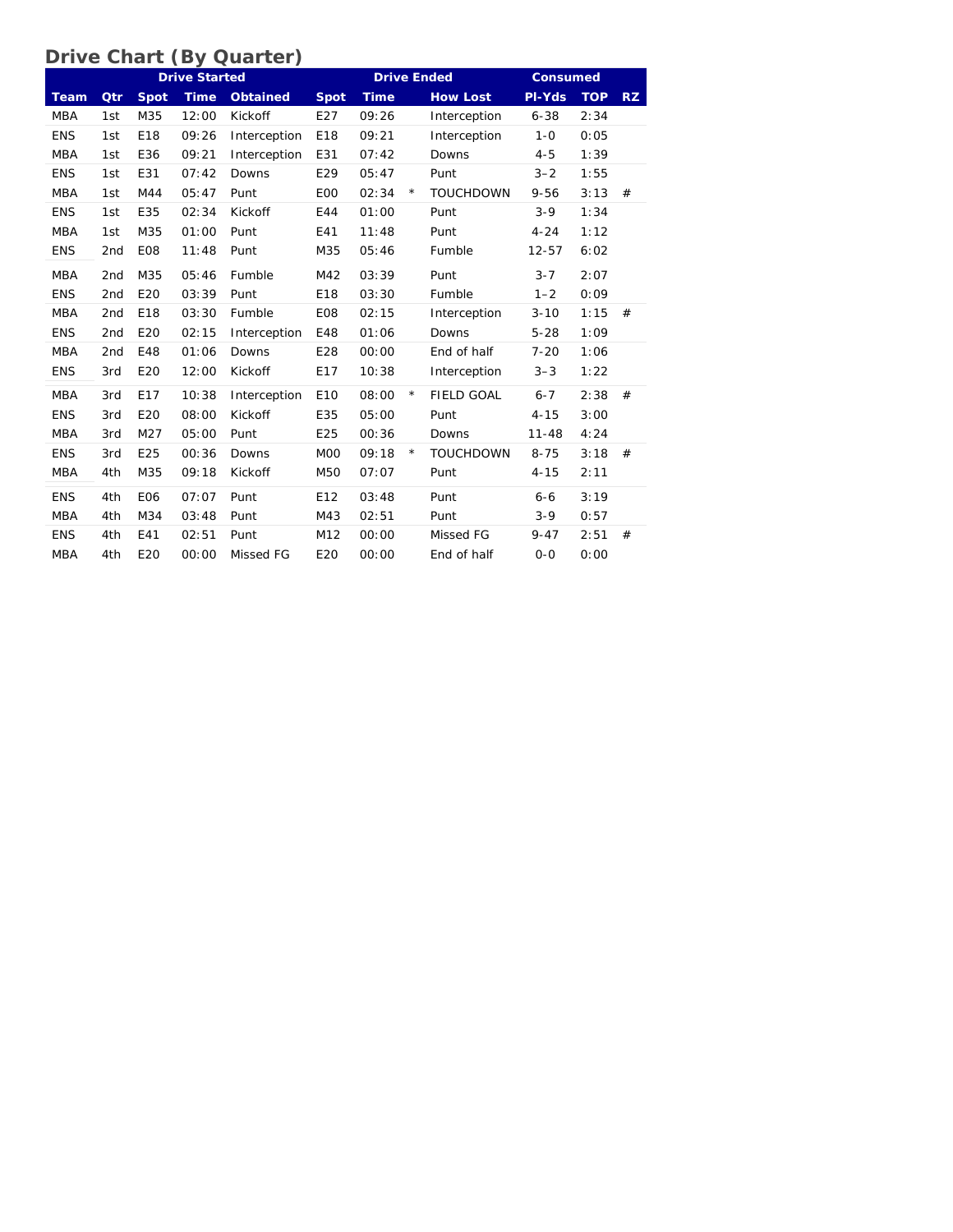## Drive Chart (By Quarter)

| | Drive Started | | | | Drive Ended | | | | Consumed | | |
|---|---|---|---|---|---|---|---|---|---|---|---|
| Team | Qtr | Spot | Time | Obtained | Spot | Time | | How Lost | Pl-Yds | TOP | RZ |
| MBA | 1st | M35 | 12:00 | Kickoff | E27 | 09:26 | | Interception | 6-38 | 2:34 | |
| ENS | 1st | E18 | 09:26 | Interception | E18 | 09:21 | | Interception | 1-0 | 0:05 | |
| MBA | 1st | E36 | 09:21 | Interception | E31 | 07:42 | | Downs | 4-5 | 1:39 | |
| ENS | 1st | E31 | 07:42 | Downs | E29 | 05:47 | | Punt | 3–2 | 1:55 | |
| MBA | 1st | M44 | 05:47 | Punt | E00 | 02:34 | * | TOUCHDOWN | 9-56 | 3:13 | # |
| ENS | 1st | E35 | 02:34 | Kickoff | E44 | 01:00 | | Punt | 3-9 | 1:34 | |
| MBA | 1st | M35 | 01:00 | Punt | E41 | 11:48 | | Punt | 4-24 | 1:12 | |
| ENS | 2nd | E08 | 11:48 | Punt | M35 | 05:46 | | Fumble | 12-57 | 6:02 | |
| MBA | 2nd | M35 | 05:46 | Fumble | M42 | 03:39 | | Punt | 3-7 | 2:07 | |
| ENS | 2nd | E20 | 03:39 | Punt | E18 | 03:30 | | Fumble | 1–2 | 0:09 | |
| MBA | 2nd | E18 | 03:30 | Fumble | E08 | 02:15 | | Interception | 3-10 | 1:15 | # |
| ENS | 2nd | E20 | 02:15 | Interception | E48 | 01:06 | | Downs | 5-28 | 1:09 | |
| MBA | 2nd | E48 | 01:06 | Downs | E28 | 00:00 | | End of half | 7-20 | 1:06 | |
| ENS | 3rd | E20 | 12:00 | Kickoff | E17 | 10:38 | | Interception | 3–3 | 1:22 | |
| MBA | 3rd | E17 | 10:38 | Interception | E10 | 08:00 | * | FIELD GOAL | 6-7 | 2:38 | # |
| ENS | 3rd | E20 | 08:00 | Kickoff | E35 | 05:00 | | Punt | 4-15 | 3:00 | |
| MBA | 3rd | M27 | 05:00 | Punt | E25 | 00:36 | | Downs | 11-48 | 4:24 | |
| ENS | 3rd | E25 | 00:36 | Downs | M00 | 09:18 | * | TOUCHDOWN | 8-75 | 3:18 | # |
| MBA | 4th | M35 | 09:18 | Kickoff | M50 | 07:07 | | Punt | 4-15 | 2:11 | |
| ENS | 4th | E06 | 07:07 | Punt | E12 | 03:48 | | Punt | 6-6 | 3:19 | |
| MBA | 4th | M34 | 03:48 | Punt | M43 | 02:51 | | Punt | 3-9 | 0:57 | |
| ENS | 4th | E41 | 02:51 | Punt | M12 | 00:00 | | Missed FG | 9-47 | 2:51 | # |
| MBA | 4th | E20 | 00:00 | Missed FG | E20 | 00:00 | | End of half | 0-0 | 0:00 | |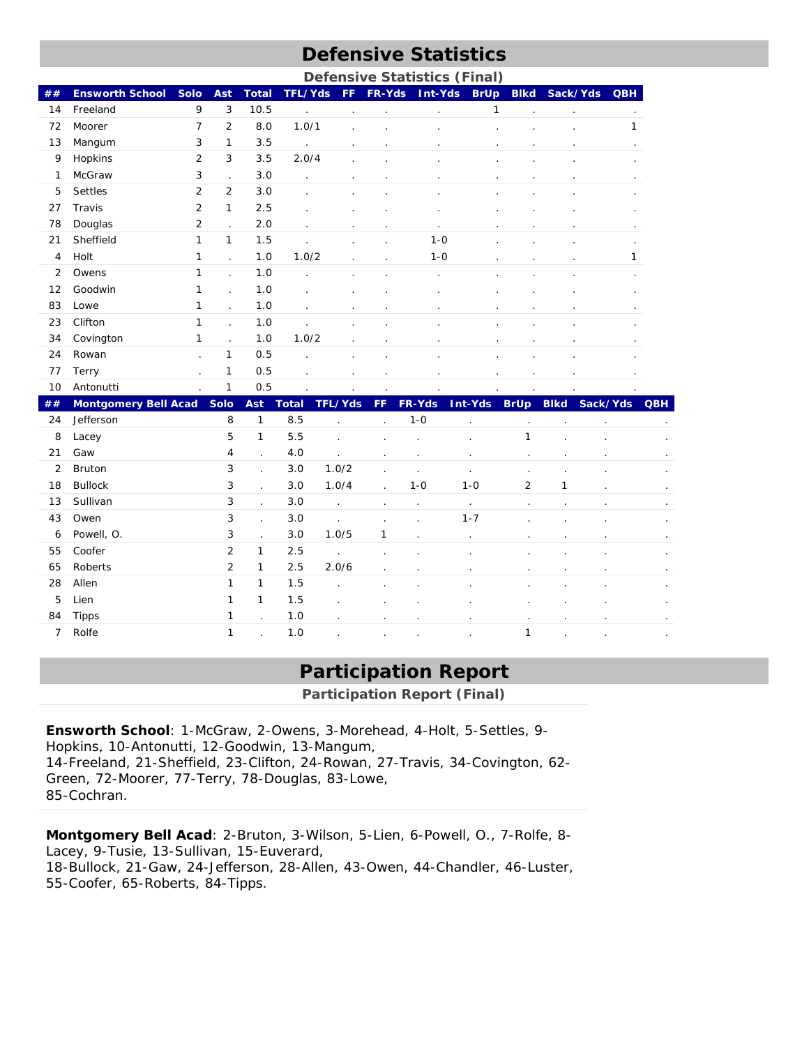# Defensive Statistics

## Defensive Statistics (Final)

| ## | Ensworth School | Solo | Ast | Total | TFL/Yds | FF | FR-Yds | Int-Yds | BrUp | Blkd | Sack/Yds | QBH |
|---|---|---|---|---|---|---|---|---|---|---|---|---|
| 14 | Freeland | 9 | 3 | 10.5 | . | . | . | . | 1 | . | . | . |
| 72 | Moorer | 7 | 2 | 8.0 | 1.0/1 | . | . | . | . | . | . | 1 |
| 13 | Mangum | 3 | 1 | 3.5 | . | . | . | . | . | . | . | . |
| 9 | Hopkins | 2 | 3 | 3.5 | 2.0/4 | . | . | . | . | . | . | . |
| 1 | McGraw | 3 | . | 3.0 | . | . | . | . | . | . | . | . |
| 5 | Settles | 2 | 2 | 3.0 | . | . | . | . | . | . | . | . |
| 27 | Travis | 2 | 1 | 2.5 | . | . | . | . | . | . | . | . |
| 78 | Douglas | 2 | . | 2.0 | . | . | . | . | . | . | . | . |
| 21 | Sheffield | 1 | 1 | 1.5 | . | . | . | 1-0 | . | . | . | . |
| 4 | Holt | 1 | . | 1.0 | 1.0/2 | . | . | 1-0 | . | . | . | 1 |
| 2 | Owens | 1 | . | 1.0 | . | . | . | . | . | . | . | . |
| 12 | Goodwin | 1 | . | 1.0 | . | . | . | . | . | . | . | . |
| 83 | Lowe | 1 | . | 1.0 | . | . | . | . | . | . | . | . |
| 23 | Clifton | 1 | . | 1.0 | . | . | . | . | . | . | . | . |
| 34 | Covington | 1 | . | 1.0 | 1.0/2 | . | . | . | . | . | . | . |
| 24 | Rowan | . | 1 | 0.5 | . | . | . | . | . | . | . | . |
| 77 | Terry | . | 1 | 0.5 | . | . | . | . | . | . | . | . |
| 10 | Antonutti | . | 1 | 0.5 | . | . | . | . | . | . | . | . |

| ## | Montgomery Bell Acad | Solo | Ast | Total | TFL/Yds | FF | FR-Yds | Int-Yds | BrUp | Blkd | Sack/Yds | QBH |
|---|---|---|---|---|---|---|---|---|---|---|---|---|
| 24 | Jefferson | 8 | 1 | 8.5 | . | . | 1-0 | . | . | . | . | . |
| 8 | Lacey | 5 | 1 | 5.5 | . | . | . | . | 1 | . | . | . |
| 21 | Gaw | 4 | . | 4.0 | . | . | . | . | . | . | . | . |
| 2 | Bruton | 3 | . | 3.0 | 1.0/2 | . | . | . | . | . | . | . |
| 18 | Bullock | 3 | . | 3.0 | 1.0/4 | . | 1-0 | 1-0 | 2 | 1 | . | . |
| 13 | Sullivan | 3 | . | 3.0 | . | . | . | . | . | . | . | . |
| 43 | Owen | 3 | . | 3.0 | . | . | . | 1-7 | . | . | . | . |
| 6 | Powell, O. | 3 | . | 3.0 | 1.0/5 | 1 | . | . | . | . | . | . |
| 55 | Coofer | 2 | 1 | 2.5 | . | . | . | . | . | . | . | . |
| 65 | Roberts | 2 | 1 | 2.5 | 2.0/6 | . | . | . | . | . | . | . |
| 28 | Allen | 1 | 1 | 1.5 | . | . | . | . | . | . | . | . |
| 5 | Lien | 1 | 1 | 1.5 | . | . | . | . | . | . | . | . |
| 84 | Tipps | 1 | . | 1.0 | . | . | . | . | . | . | . | . |
| 7 | Rolfe | 1 | . | 1.0 | . | . | . | . | 1 | . | . | . |

# Participation Report

## Participation Report (Final)

**Ensworth School**: 1-McGraw, 2-Owens, 3-Morehead, 4-Holt, 5-Settles, 9-Hopkins, 10-Antonutti, 12-Goodwin, 13-Mangum, 14-Freeland, 21-Sheffield, 23-Clifton, 24-Rowan, 27-Travis, 34-Covington, 62-Green, 72-Moorer, 77-Terry, 78-Douglas, 83-Lowe, 85-Cochran.

**Montgomery Bell Acad**: 2-Bruton, 3-Wilson, 5-Lien, 6-Powell, O., 7-Rolfe, 8-Lacey, 9-Tusie, 13-Sullivan, 15-Euverard, 18-Bullock, 21-Gaw, 24-Jefferson, 28-Allen, 43-Owen, 44-Chandler, 46-Luster, 55-Coofer, 65-Roberts, 84-Tipps.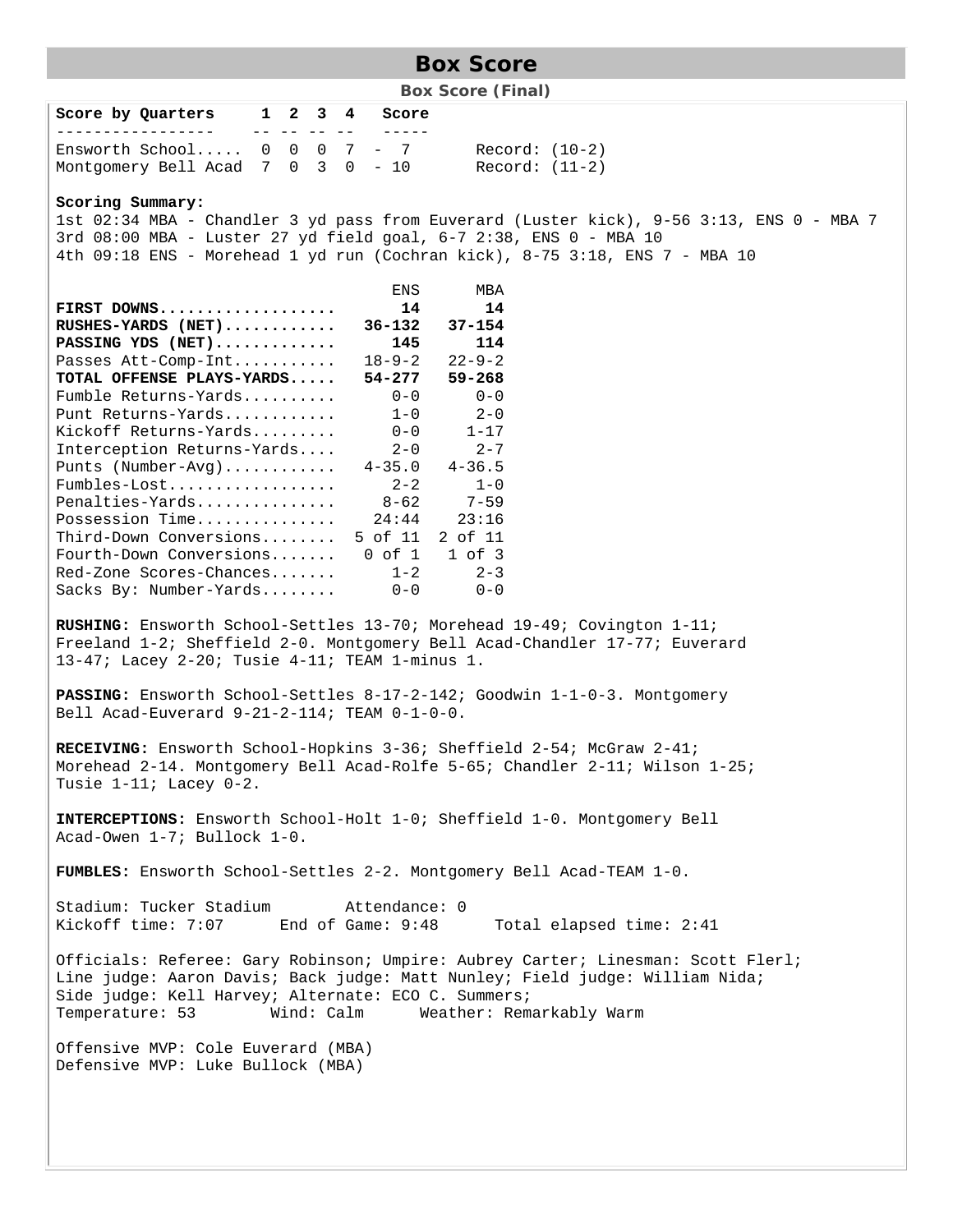# Box Score

**Box Score (Final)**

| Score by Quarters | 1 | 2 | 3 | 4 | Score | |
|---|---|---|---|---|---|---|
| Ensworth School..... | 0 | 0 | 0 | 7 | 7 | Record: (10-2) |
| Montgomery Bell Acad | 7 | 0 | 3 | 0 | 10 | Record: (11-2) |

**Scoring Summary:**

1st 02:34 MBA - Chandler 3 yd pass from Euverard (Luster kick), 9-56 3:13, ENS 0 - MBA 7
3rd 08:00 MBA - Luster 27 yd field goal, 6-7 2:38, ENS 0 - MBA 10
4th 09:18 ENS - Morehead 1 yd run (Cochran kick), 8-75 3:18, ENS 7 - MBA 10

| | ENS | MBA |
|---|---|---|
| **FIRST DOWNS...................** | **14** | **14** |
| **RUSHES-YARDS (NET)...........** | **36-132** | **37-154** |
| **PASSING YDS (NET).............** | **145** | **114** |
| Passes Att-Comp-Int........... | 18-9-2 | 22-9-2 |
| **TOTAL OFFENSE PLAYS-YARDS.....** | **54-277** | **59-268** |
| Fumble Returns-Yards.......... | 0-0 | 0-0 |
| Punt Returns-Yards............ | 1-0 | 2-0 |
| Kickoff Returns-Yards......... | 0-0 | 1-17 |
| Interception Returns-Yards.... | 2-0 | 2-7 |
| Punts (Number-Avg)............ | 4-35.0 | 4-36.5 |
| Fumbles-Lost.................. | 2-2 | 1-0 |
| Penalties-Yards............... | 8-62 | 7-59 |
| Possession Time............... | 24:44 | 23:16 |
| Third-Down Conversions........ | 5 of 11 | 2 of 11 |
| Fourth-Down Conversions....... | 0 of 1 | 1 of 3 |
| Red-Zone Scores-Chances....... | 1-2 | 2-3 |
| Sacks By: Number-Yards........ | 0-0 | 0-0 |

**RUSHING:** Ensworth School-Settles 13-70; Morehead 19-49; Covington 1-11; Freeland 1-2; Sheffield 2-0. Montgomery Bell Acad-Chandler 17-77; Euverard 13-47; Lacey 2-20; Tusie 4-11; TEAM 1-minus 1.

**PASSING:** Ensworth School-Settles 8-17-2-142; Goodwin 1-1-0-3. Montgomery Bell Acad-Euverard 9-21-2-114; TEAM 0-1-0-0.

**RECEIVING:** Ensworth School-Hopkins 3-36; Sheffield 2-54; McGraw 2-41; Morehead 2-14. Montgomery Bell Acad-Rolfe 5-65; Chandler 2-11; Wilson 1-25; Tusie 1-11; Lacey 0-2.

**INTERCEPTIONS:** Ensworth School-Holt 1-0; Sheffield 1-0. Montgomery Bell Acad-Owen 1-7; Bullock 1-0.

**FUMBLES:** Ensworth School-Settles 2-2. Montgomery Bell Acad-TEAM 1-0.

Stadium: Tucker Stadium Attendance: 0
Kickoff time: 7:07 End of Game: 9:48 Total elapsed time: 2:41

Officials: Referee: Gary Robinson; Umpire: Aubrey Carter; Linesman: Scott Flerl; Line judge: Aaron Davis; Back judge: Matt Nunley; Field judge: William Nida; Side judge: Kell Harvey; Alternate: ECO C. Summers;
Temperature: 53 Wind: Calm Weather: Remarkably Warm

Offensive MVP: Cole Euverard (MBA)
Defensive MVP: Luke Bullock (MBA)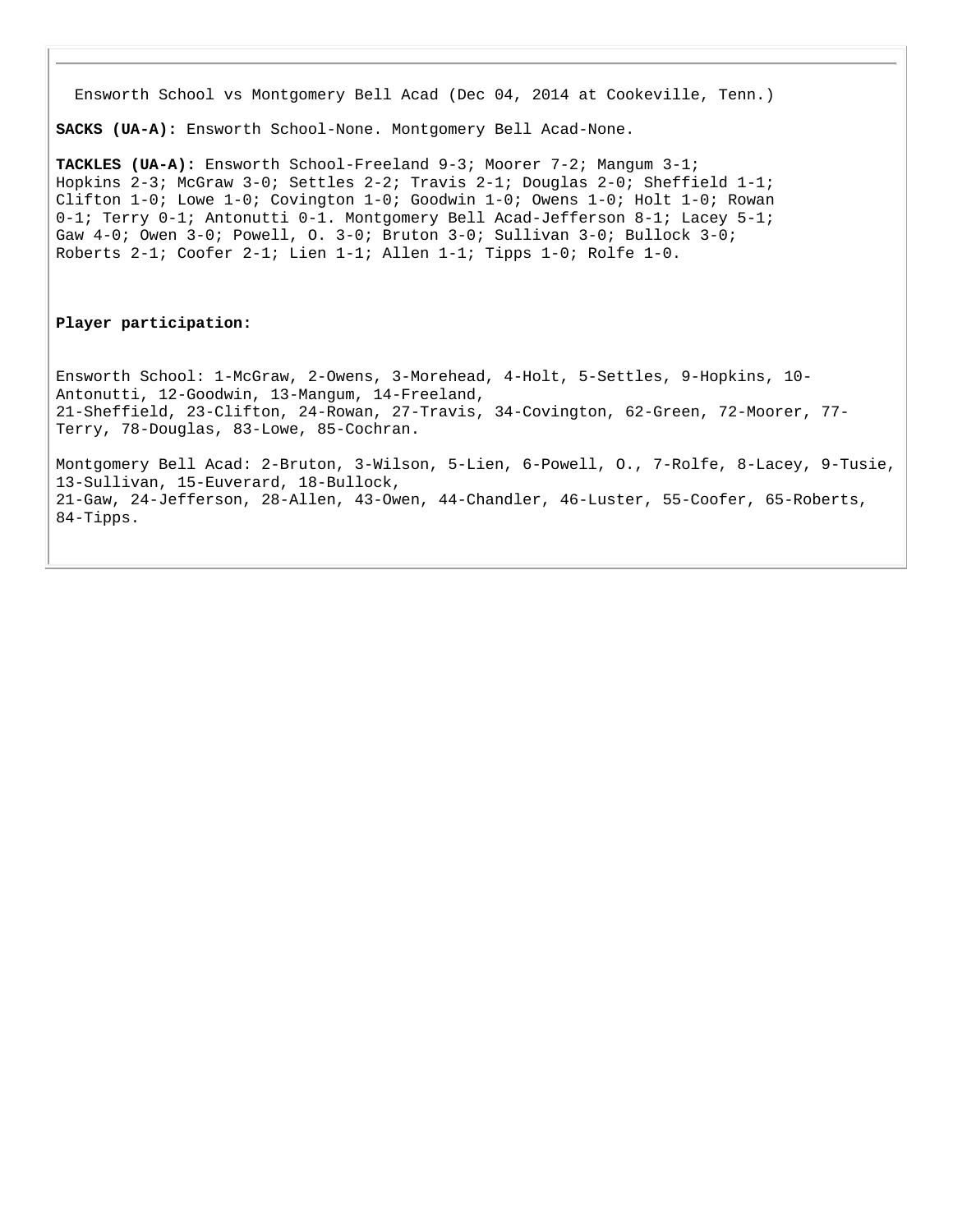Ensworth School vs Montgomery Bell Acad (Dec 04, 2014 at Cookeville, Tenn.)

**SACKS (UA-A):** Ensworth School-None. Montgomery Bell Acad-None.

**TACKLES (UA-A):** Ensworth School-Freeland 9-3; Moorer 7-2; Mangum 3-1; Hopkins 2-3; McGraw 3-0; Settles 2-2; Travis 2-1; Douglas 2-0; Sheffield 1-1; Clifton 1-0; Lowe 1-0; Covington 1-0; Goodwin 1-0; Owens 1-0; Holt 1-0; Rowan 0-1; Terry 0-1; Antonutti 0-1. Montgomery Bell Acad-Jefferson 8-1; Lacey 5-1; Gaw 4-0; Owen 3-0; Powell, O. 3-0; Bruton 3-0; Sullivan 3-0; Bullock 3-0; Roberts 2-1; Coofer 2-1; Lien 1-1; Allen 1-1; Tipps 1-0; Rolfe 1-0.

**Player participation:**

Ensworth School: 1-McGraw, 2-Owens, 3-Morehead, 4-Holt, 5-Settles, 9-Hopkins, 10-Antonutti, 12-Goodwin, 13-Mangum, 14-Freeland,
21-Sheffield, 23-Clifton, 24-Rowan, 27-Travis, 34-Covington, 62-Green, 72-Moorer, 77-Terry, 78-Douglas, 83-Lowe, 85-Cochran.

Montgomery Bell Acad: 2-Bruton, 3-Wilson, 5-Lien, 6-Powell, O., 7-Rolfe, 8-Lacey, 9-Tusie, 13-Sullivan, 15-Euverard, 18-Bullock,
21-Gaw, 24-Jefferson, 28-Allen, 43-Owen, 44-Chandler, 46-Luster, 55-Coofer, 65-Roberts, 84-Tipps.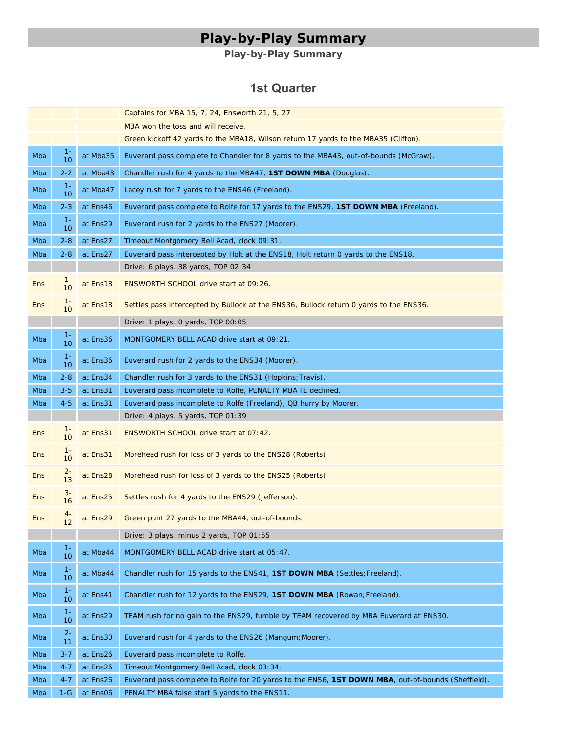# Play-by-Play Summary

**Play-by-Play Summary**

## 1st Quarter

| | | | |
|---|---|---|---|
| | | | Captains for MBA 15, 7, 24, Ensworth 21, 5, 27 |
| | | | MBA won the toss and will receive. |
| | | | Green kickoff 42 yards to the MBA18, Wilson return 17 yards to the MBA35 (Clifton). |
| Mba | 1-10 | at Mba35 | Euverard pass complete to Chandler for 8 yards to the MBA43, out-of-bounds (McGraw). |
| Mba | 2-2 | at Mba43 | Chandler rush for 4 yards to the MBA47, **1ST DOWN MBA** (Douglas). |
| Mba | 1-10 | at Mba47 | Lacey rush for 7 yards to the ENS46 (Freeland). |
| Mba | 2-3 | at Ens46 | Euverard pass complete to Rolfe for 17 yards to the ENS29, **1ST DOWN MBA** (Freeland). |
| Mba | 1-10 | at Ens29 | Euverard rush for 2 yards to the ENS27 (Moorer). |
| Mba | 2-8 | at Ens27 | Timeout Montgomery Bell Acad, clock 09:31. |
| Mba | 2-8 | at Ens27 | Euverard pass intercepted by Holt at the ENS18, Holt return 0 yards to the ENS18. |
| | | | Drive: 6 plays, 38 yards, TOP 02:34 |
| Ens | 1-10 | at Ens18 | ENSWORTH SCHOOL drive start at 09:26. |
| Ens | 1-10 | at Ens18 | Settles pass intercepted by Bullock at the ENS36, Bullock return 0 yards to the ENS36. |
| | | | Drive: 1 plays, 0 yards, TOP 00:05 |
| Mba | 1-10 | at Ens36 | MONTGOMERY BELL ACAD drive start at 09:21. |
| Mba | 1-10 | at Ens36 | Euverard rush for 2 yards to the ENS34 (Moorer). |
| Mba | 2-8 | at Ens34 | Chandler rush for 3 yards to the ENS31 (Hopkins;Travis). |
| Mba | 3-5 | at Ens31 | Euverard pass incomplete to Rolfe, PENALTY MBA IE declined. |
| Mba | 4-5 | at Ens31 | Euverard pass incomplete to Rolfe (Freeland), QB hurry by Moorer. |
| | | | Drive: 4 plays, 5 yards, TOP 01:39 |
| Ens | 1-10 | at Ens31 | ENSWORTH SCHOOL drive start at 07:42. |
| Ens | 1-10 | at Ens31 | Morehead rush for loss of 3 yards to the ENS28 (Roberts). |
| Ens | 2-13 | at Ens28 | Morehead rush for loss of 3 yards to the ENS25 (Roberts). |
| Ens | 3-16 | at Ens25 | Settles rush for 4 yards to the ENS29 (Jefferson). |
| Ens | 4-12 | at Ens29 | Green punt 27 yards to the MBA44, out-of-bounds. |
| | | | Drive: 3 plays, minus 2 yards, TOP 01:55 |
| Mba | 1-10 | at Mba44 | MONTGOMERY BELL ACAD drive start at 05:47. |
| Mba | 1-10 | at Mba44 | Chandler rush for 15 yards to the ENS41, **1ST DOWN MBA** (Settles;Freeland). |
| Mba | 1-10 | at Ens41 | Chandler rush for 12 yards to the ENS29, **1ST DOWN MBA** (Rowan;Freeland). |
| Mba | 1-10 | at Ens29 | TEAM rush for no gain to the ENS29, fumble by TEAM recovered by MBA Euverard at ENS30. |
| Mba | 2-11 | at Ens30 | Euverard rush for 4 yards to the ENS26 (Mangum;Moorer). |
| Mba | 3-7 | at Ens26 | Euverard pass incomplete to Rolfe. |
| Mba | 4-7 | at Ens26 | Timeout Montgomery Bell Acad, clock 03:34. |
| Mba | 4-7 | at Ens26 | Euverard pass complete to Rolfe for 20 yards to the ENS6, **1ST DOWN MBA**, out-of-bounds (Sheffield). |
| Mba | 1-G | at Ens06 | PENALTY MBA false start 5 yards to the ENS11. |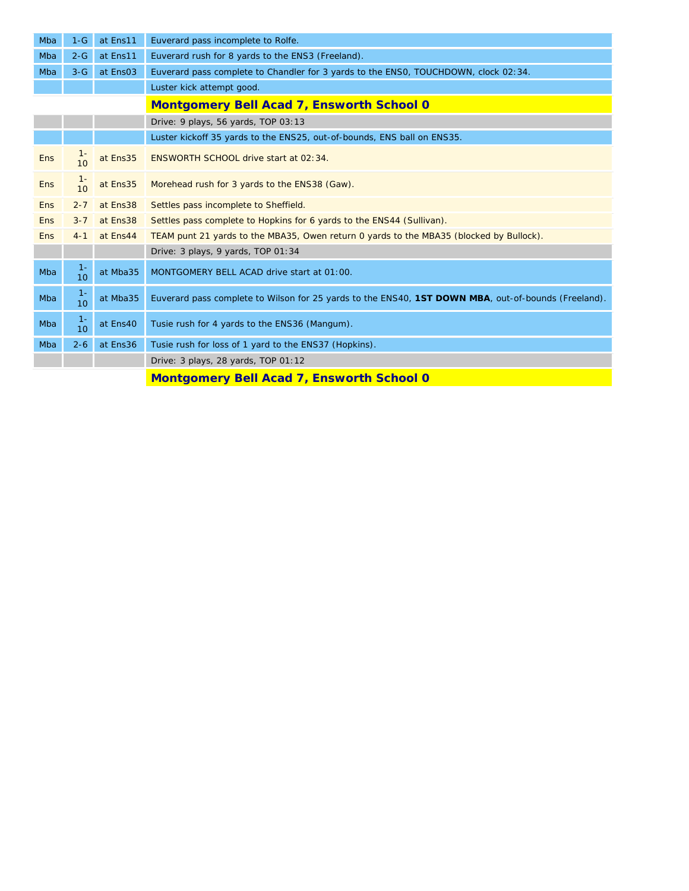| | | | |
|---|---|---|---|
| Mba | 1-G | at Ens11 | Euverard pass incomplete to Rolfe. |
| Mba | 2-G | at Ens11 | Euverard rush for 8 yards to the ENS3 (Freeland). |
| Mba | 3-G | at Ens03 | Euverard pass complete to Chandler for 3 yards to the ENS0, TOUCHDOWN, clock 02:34. |
| | | | Luster kick attempt good. |
| | | | **Montgomery Bell Acad 7, Ensworth School 0** |
| | | | Drive: 9 plays, 56 yards, TOP 03:13 |
| | | | Luster kickoff 35 yards to the ENS25, out-of-bounds, ENS ball on ENS35. |
| Ens | 1-10 | at Ens35 | ENSWORTH SCHOOL drive start at 02:34. |
| Ens | 1-10 | at Ens35 | Morehead rush for 3 yards to the ENS38 (Gaw). |
| Ens | 2-7 | at Ens38 | Settles pass incomplete to Sheffield. |
| Ens | 3-7 | at Ens38 | Settles pass complete to Hopkins for 6 yards to the ENS44 (Sullivan). |
| Ens | 4-1 | at Ens44 | TEAM punt 21 yards to the MBA35, Owen return 0 yards to the MBA35 (blocked by Bullock). |
| | | | Drive: 3 plays, 9 yards, TOP 01:34 |
| Mba | 1-10 | at Mba35 | MONTGOMERY BELL ACAD drive start at 01:00. |
| Mba | 1-10 | at Mba35 | Euverard pass complete to Wilson for 25 yards to the ENS40, **1ST DOWN MBA**, out-of-bounds (Freeland). |
| Mba | 1-10 | at Ens40 | Tusie rush for 4 yards to the ENS36 (Mangum). |
| Mba | 2-6 | at Ens36 | Tusie rush for loss of 1 yard to the ENS37 (Hopkins). |
| | | | Drive: 3 plays, 28 yards, TOP 01:12 |
| | | | **Montgomery Bell Acad 7, Ensworth School 0** |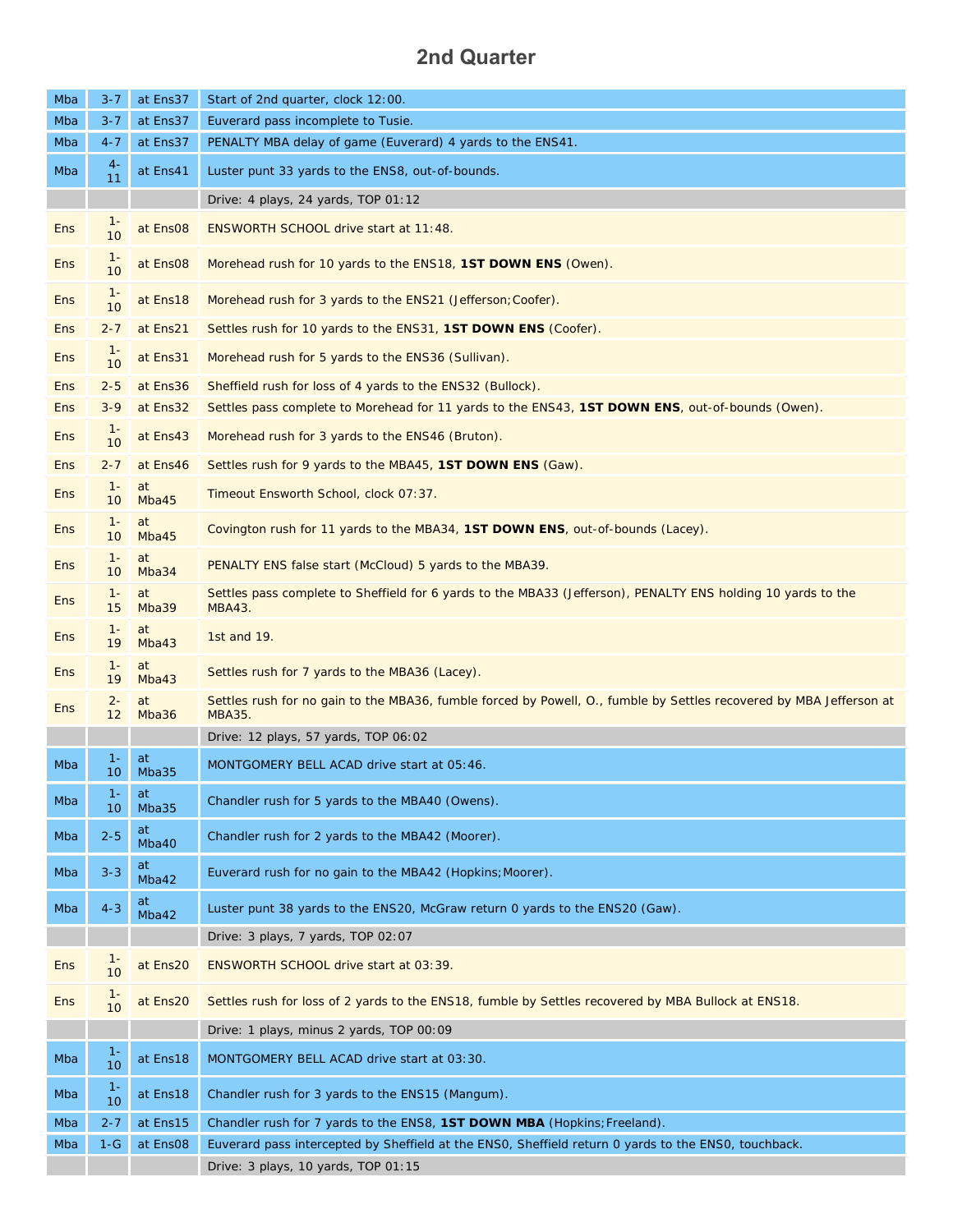# 2nd Quarter

| Team | Down | Spot | Play |
|---|---|---|---|
| Mba | 3-7 | at Ens37 | Start of 2nd quarter, clock 12:00. |
| Mba | 3-7 | at Ens37 | Euverard pass incomplete to Tusie. |
| Mba | 4-7 | at Ens37 | PENALTY MBA delay of game (Euverard) 4 yards to the ENS41. |
| Mba | 4-11 | at Ens41 | Luster punt 33 yards to the ENS8, out-of-bounds. |
| | | | Drive: 4 plays, 24 yards, TOP 01:12 |
| Ens | 1-10 | at Ens08 | ENSWORTH SCHOOL drive start at 11:48. |
| Ens | 1-10 | at Ens08 | Morehead rush for 10 yards to the ENS18, **1ST DOWN ENS** (Owen). |
| Ens | 1-10 | at Ens18 | Morehead rush for 3 yards to the ENS21 (Jefferson;Coofer). |
| Ens | 2-7 | at Ens21 | Settles rush for 10 yards to the ENS31, **1ST DOWN ENS** (Coofer). |
| Ens | 1-10 | at Ens31 | Morehead rush for 5 yards to the ENS36 (Sullivan). |
| Ens | 2-5 | at Ens36 | Sheffield rush for loss of 4 yards to the ENS32 (Bullock). |
| Ens | 3-9 | at Ens32 | Settles pass complete to Morehead for 11 yards to the ENS43, **1ST DOWN ENS**, out-of-bounds (Owen). |
| Ens | 1-10 | at Ens43 | Morehead rush for 3 yards to the ENS46 (Bruton). |
| Ens | 2-7 | at Ens46 | Settles rush for 9 yards to the MBA45, **1ST DOWN ENS** (Gaw). |
| Ens | 1-10 | at Mba45 | Timeout Ensworth School, clock 07:37. |
| Ens | 1-10 | at Mba45 | Covington rush for 11 yards to the MBA34, **1ST DOWN ENS**, out-of-bounds (Lacey). |
| Ens | 1-10 | at Mba34 | PENALTY ENS false start (McCloud) 5 yards to the MBA39. |
| Ens | 1-15 | at Mba39 | Settles pass complete to Sheffield for 6 yards to the MBA33 (Jefferson), PENALTY ENS holding 10 yards to the MBA43. |
| Ens | 1-19 | at Mba43 | 1st and 19. |
| Ens | 1-19 | at Mba43 | Settles rush for 7 yards to the MBA36 (Lacey). |
| Ens | 2-12 | at Mba36 | Settles rush for no gain to the MBA36, fumble forced by Powell, O., fumble by Settles recovered by MBA Jefferson at MBA35. |
| | | | Drive: 12 plays, 57 yards, TOP 06:02 |
| Mba | 1-10 | at Mba35 | MONTGOMERY BELL ACAD drive start at 05:46. |
| Mba | 1-10 | at Mba35 | Chandler rush for 5 yards to the MBA40 (Owens). |
| Mba | 2-5 | at Mba40 | Chandler rush for 2 yards to the MBA42 (Moorer). |
| Mba | 3-3 | at Mba42 | Euverard rush for no gain to the MBA42 (Hopkins;Moorer). |
| Mba | 4-3 | at Mba42 | Luster punt 38 yards to the ENS20, McGraw return 0 yards to the ENS20 (Gaw). |
| | | | Drive: 3 plays, 7 yards, TOP 02:07 |
| Ens | 1-10 | at Ens20 | ENSWORTH SCHOOL drive start at 03:39. |
| Ens | 1-10 | at Ens20 | Settles rush for loss of 2 yards to the ENS18, fumble by Settles recovered by MBA Bullock at ENS18. |
| | | | Drive: 1 plays, minus 2 yards, TOP 00:09 |
| Mba | 1-10 | at Ens18 | MONTGOMERY BELL ACAD drive start at 03:30. |
| Mba | 1-10 | at Ens18 | Chandler rush for 3 yards to the ENS15 (Mangum). |
| Mba | 2-7 | at Ens15 | Chandler rush for 7 yards to the ENS8, **1ST DOWN MBA** (Hopkins;Freeland). |
| Mba | 1-G | at Ens08 | Euverard pass intercepted by Sheffield at the ENS0, Sheffield return 0 yards to the ENS0, touchback. |
| | | | Drive: 3 plays, 10 yards, TOP 01:15 |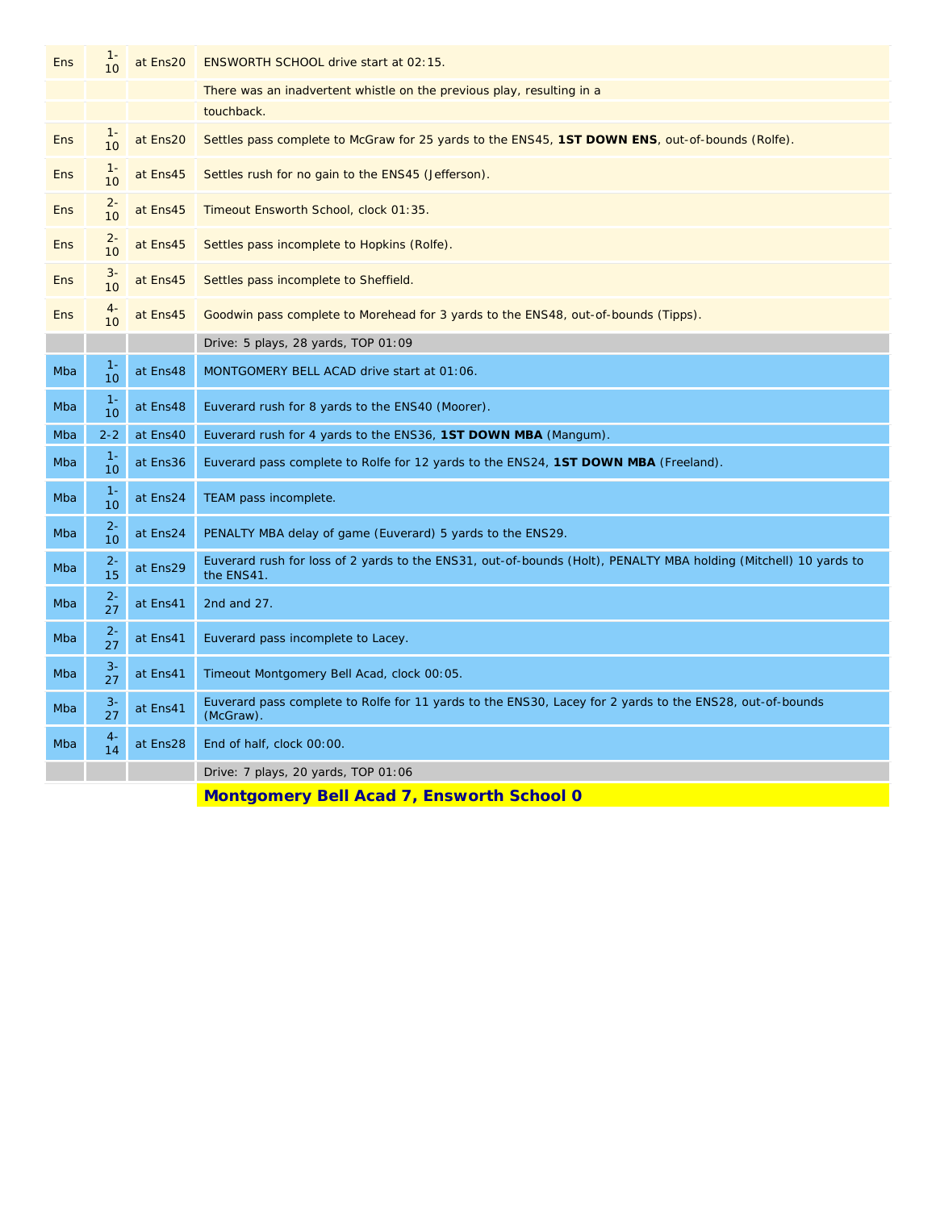| Team | Down | Spot | Play |
|---|---|---|---|
| Ens | 1-10 | at Ens20 | ENSWORTH SCHOOL drive start at 02:15. |
| | | | There was an inadvertent whistle on the previous play, resulting in a |
| | | | touchback. |
| Ens | 1-10 | at Ens20 | Settles pass complete to McGraw for 25 yards to the ENS45, **1ST DOWN ENS**, out-of-bounds (Rolfe). |
| Ens | 1-10 | at Ens45 | Settles rush for no gain to the ENS45 (Jefferson). |
| Ens | 2-10 | at Ens45 | Timeout Ensworth School, clock 01:35. |
| Ens | 2-10 | at Ens45 | Settles pass incomplete to Hopkins (Rolfe). |
| Ens | 3-10 | at Ens45 | Settles pass incomplete to Sheffield. |
| Ens | 4-10 | at Ens45 | Goodwin pass complete to Morehead for 3 yards to the ENS48, out-of-bounds (Tipps). |
| | | | Drive: 5 plays, 28 yards, TOP 01:09 |
| Mba | 1-10 | at Ens48 | MONTGOMERY BELL ACAD drive start at 01:06. |
| Mba | 1-10 | at Ens48 | Euverard rush for 8 yards to the ENS40 (Moorer). |
| Mba | 2-2 | at Ens40 | Euverard rush for 4 yards to the ENS36, **1ST DOWN MBA** (Mangum). |
| Mba | 1-10 | at Ens36 | Euverard pass complete to Rolfe for 12 yards to the ENS24, **1ST DOWN MBA** (Freeland). |
| Mba | 1-10 | at Ens24 | TEAM pass incomplete. |
| Mba | 2-10 | at Ens24 | PENALTY MBA delay of game (Euverard) 5 yards to the ENS29. |
| Mba | 2-15 | at Ens29 | Euverard rush for loss of 2 yards to the ENS31, out-of-bounds (Holt), PENALTY MBA holding (Mitchell) 10 yards to the ENS41. |
| Mba | 2-27 | at Ens41 | 2nd and 27. |
| Mba | 2-27 | at Ens41 | Euverard pass incomplete to Lacey. |
| Mba | 3-27 | at Ens41 | Timeout Montgomery Bell Acad, clock 00:05. |
| Mba | 3-27 | at Ens41 | Euverard pass complete to Rolfe for 11 yards to the ENS30, Lacey for 2 yards to the ENS28, out-of-bounds (McGraw). |
| Mba | 4-14 | at Ens28 | End of half, clock 00:00. |
| | | | Drive: 7 plays, 20 yards, TOP 01:06 |
| | | | **Montgomery Bell Acad 7, Ensworth School 0** |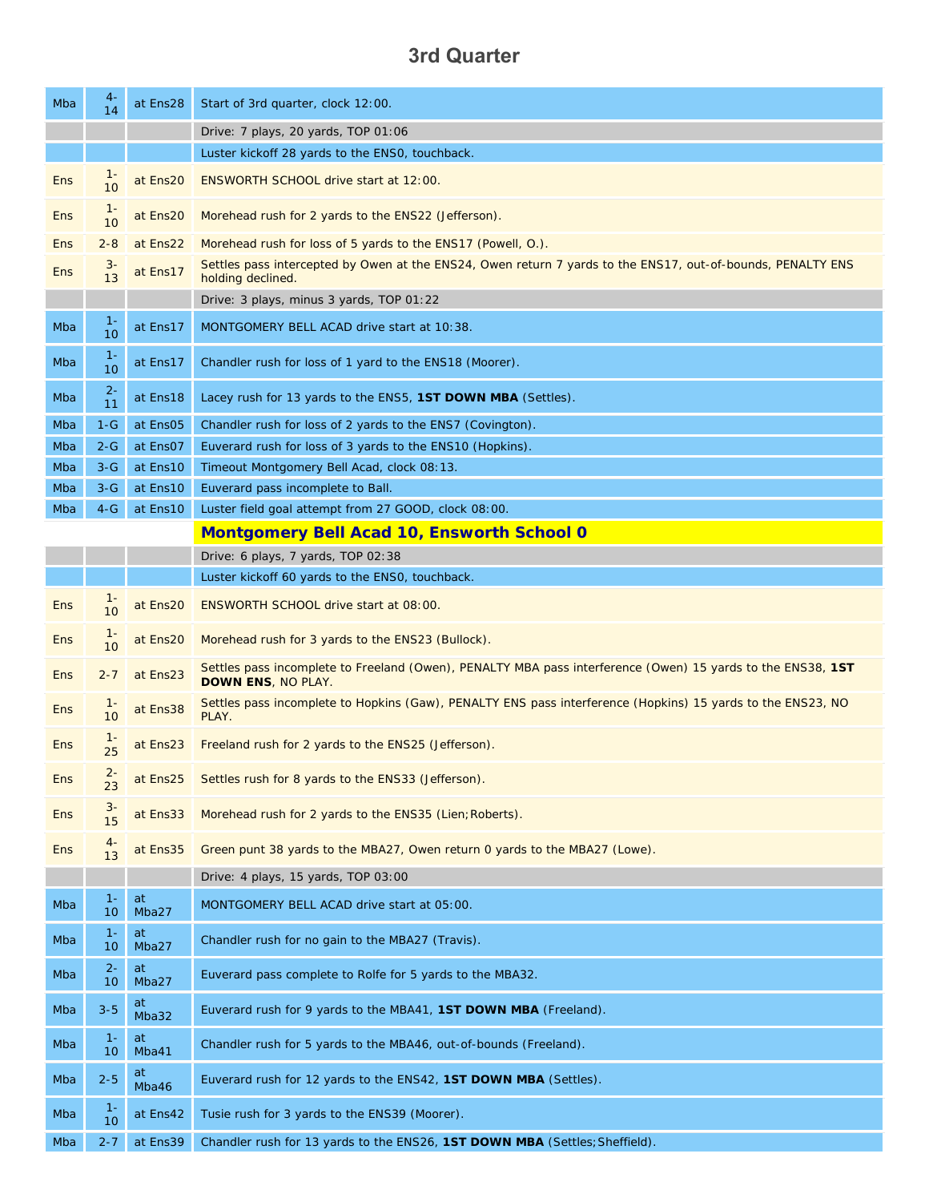# 3rd Quarter

| | | | |
|---|---|---|---|
| Mba | 4-14 | at Ens28 | Start of 3rd quarter, clock 12:00. |
| | | | Drive: 7 plays, 20 yards, TOP 01:06 |
| | | | Luster kickoff 28 yards to the ENS0, touchback. |
| Ens | 1-10 | at Ens20 | ENSWORTH SCHOOL drive start at 12:00. |
| Ens | 1-10 | at Ens20 | Morehead rush for 2 yards to the ENS22 (Jefferson). |
| Ens | 2-8 | at Ens22 | Morehead rush for loss of 5 yards to the ENS17 (Powell, O.). |
| Ens | 3-13 | at Ens17 | Settles pass intercepted by Owen at the ENS24, Owen return 7 yards to the ENS17, out-of-bounds, PENALTY ENS holding declined. |
| | | | Drive: 3 plays, minus 3 yards, TOP 01:22 |
| Mba | 1-10 | at Ens17 | MONTGOMERY BELL ACAD drive start at 10:38. |
| Mba | 1-10 | at Ens17 | Chandler rush for loss of 1 yard to the ENS18 (Moorer). |
| Mba | 2-11 | at Ens18 | Lacey rush for 13 yards to the ENS5, **1ST DOWN MBA** (Settles). |
| Mba | 1-G | at Ens05 | Chandler rush for loss of 2 yards to the ENS7 (Covington). |
| Mba | 2-G | at Ens07 | Euverard rush for loss of 3 yards to the ENS10 (Hopkins). |
| Mba | 3-G | at Ens10 | Timeout Montgomery Bell Acad, clock 08:13. |
| Mba | 3-G | at Ens10 | Euverard pass incomplete to Ball. |
| Mba | 4-G | at Ens10 | Luster field goal attempt from 27 GOOD, clock 08:00. |
| | | | **Montgomery Bell Acad 10, Ensworth School 0** |
| | | | Drive: 6 plays, 7 yards, TOP 02:38 |
| | | | Luster kickoff 60 yards to the ENS0, touchback. |
| Ens | 1-10 | at Ens20 | ENSWORTH SCHOOL drive start at 08:00. |
| Ens | 1-10 | at Ens20 | Morehead rush for 3 yards to the ENS23 (Bullock). |
| Ens | 2-7 | at Ens23 | Settles pass incomplete to Freeland (Owen), PENALTY MBA pass interference (Owen) 15 yards to the ENS38, **1ST DOWN ENS**, NO PLAY. |
| Ens | 1-10 | at Ens38 | Settles pass incomplete to Hopkins (Gaw), PENALTY ENS pass interference (Hopkins) 15 yards to the ENS23, NO PLAY. |
| Ens | 1-25 | at Ens23 | Freeland rush for 2 yards to the ENS25 (Jefferson). |
| Ens | 2-23 | at Ens25 | Settles rush for 8 yards to the ENS33 (Jefferson). |
| Ens | 3-15 | at Ens33 | Morehead rush for 2 yards to the ENS35 (Lien;Roberts). |
| Ens | 4-13 | at Ens35 | Green punt 38 yards to the MBA27, Owen return 0 yards to the MBA27 (Lowe). |
| | | | Drive: 4 plays, 15 yards, TOP 03:00 |
| Mba | 1-10 | at Mba27 | MONTGOMERY BELL ACAD drive start at 05:00. |
| Mba | 1-10 | at Mba27 | Chandler rush for no gain to the MBA27 (Travis). |
| Mba | 2-10 | at Mba27 | Euverard pass complete to Rolfe for 5 yards to the MBA32. |
| Mba | 3-5 | at Mba32 | Euverard rush for 9 yards to the MBA41, **1ST DOWN MBA** (Freeland). |
| Mba | 1-10 | at Mba41 | Chandler rush for 5 yards to the MBA46, out-of-bounds (Freeland). |
| Mba | 2-5 | at Mba46 | Euverard rush for 12 yards to the ENS42, **1ST DOWN MBA** (Settles). |
| Mba | 1-10 | at Ens42 | Tusie rush for 3 yards to the ENS39 (Moorer). |
| Mba | 2-7 | at Ens39 | Chandler rush for 13 yards to the ENS26, **1ST DOWN MBA** (Settles;Sheffield). |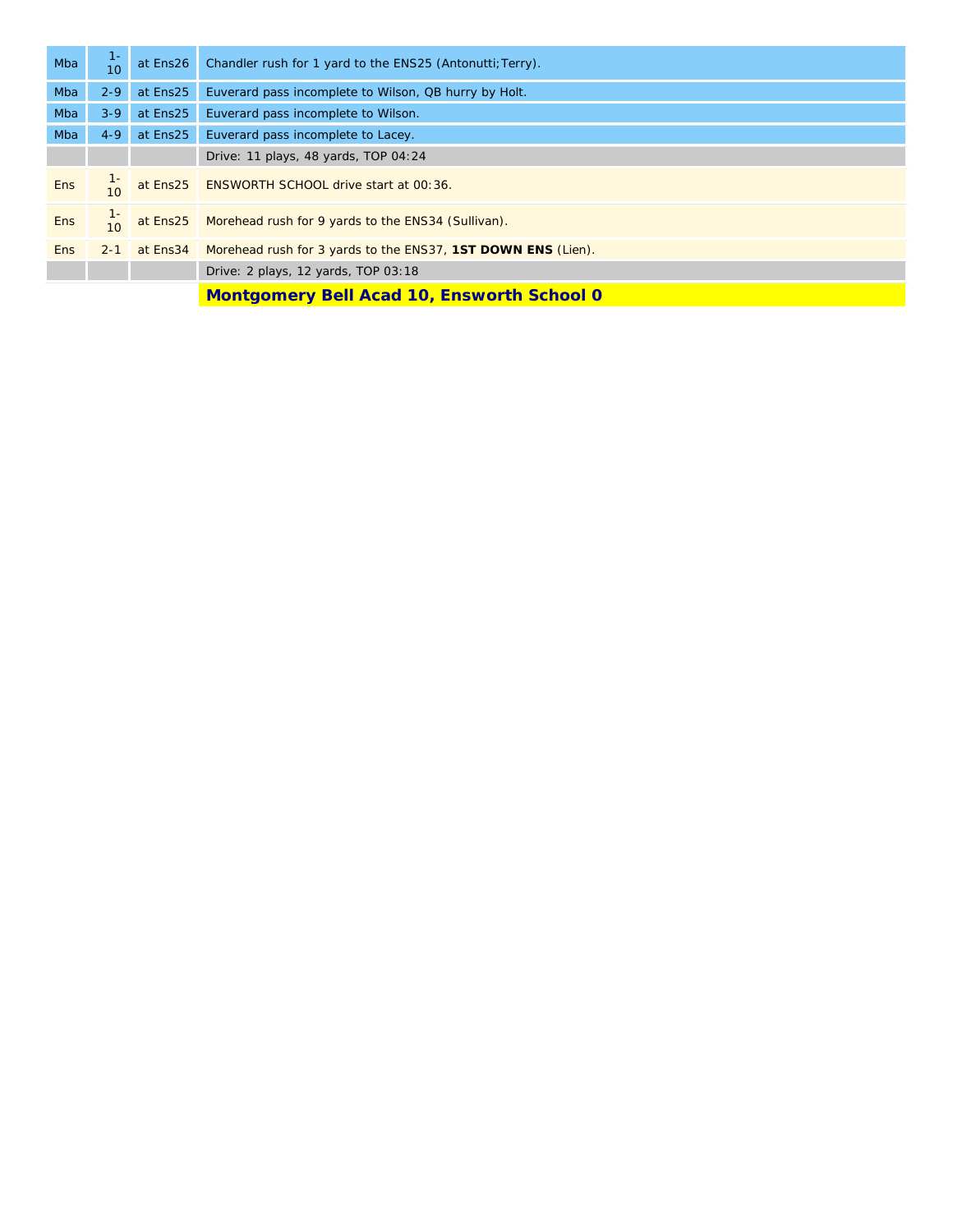| | | | |
|---|---|---|---|
| Mba | 1-10 | at Ens26 | Chandler rush for 1 yard to the ENS25 (Antonutti;Terry). |
| Mba | 2-9 | at Ens25 | Euverard pass incomplete to Wilson, QB hurry by Holt. |
| Mba | 3-9 | at Ens25 | Euverard pass incomplete to Wilson. |
| Mba | 4-9 | at Ens25 | Euverard pass incomplete to Lacey. |
| | | | Drive: 11 plays, 48 yards, TOP 04:24 |
| Ens | 1-10 | at Ens25 | ENSWORTH SCHOOL drive start at 00:36. |
| Ens | 1-10 | at Ens25 | Morehead rush for 9 yards to the ENS34 (Sullivan). |
| Ens | 2-1 | at Ens34 | Morehead rush for 3 yards to the ENS37, **1ST DOWN ENS** (Lien). |
| | | | Drive: 2 plays, 12 yards, TOP 03:18 |
| | | | **Montgomery Bell Acad 10, Ensworth School 0** |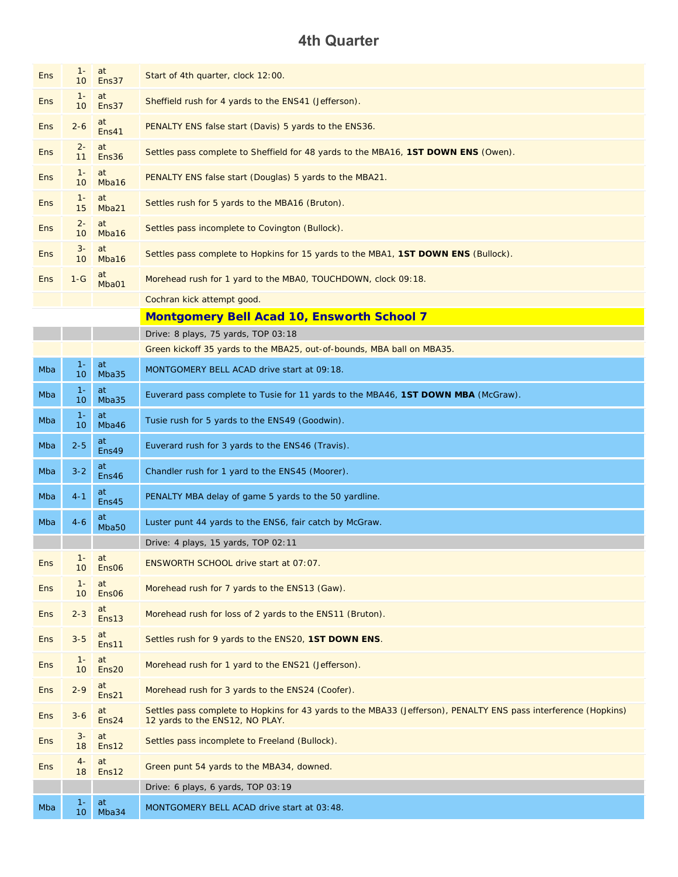# 4th Quarter

| | | | |
|---|---|---|---|
| Ens | 1-10 | at Ens37 | Start of 4th quarter, clock 12:00. |
| Ens | 1-10 | at Ens37 | Sheffield rush for 4 yards to the ENS41 (Jefferson). |
| Ens | 2-6 | at Ens41 | PENALTY ENS false start (Davis) 5 yards to the ENS36. |
| Ens | 2-11 | at Ens36 | Settles pass complete to Sheffield for 48 yards to the MBA16, **1ST DOWN ENS** (Owen). |
| Ens | 1-10 | at Mba16 | PENALTY ENS false start (Douglas) 5 yards to the MBA21. |
| Ens | 1-15 | at Mba21 | Settles rush for 5 yards to the MBA16 (Bruton). |
| Ens | 2-10 | at Mba16 | Settles pass incomplete to Covington (Bullock). |
| Ens | 3-10 | at Mba16 | Settles pass complete to Hopkins for 15 yards to the MBA1, **1ST DOWN ENS** (Bullock). |
| Ens | 1-G | at Mba01 | Morehead rush for 1 yard to the MBA0, TOUCHDOWN, clock 09:18. |
| | | | Cochran kick attempt good. |
| | | | **Montgomery Bell Acad 10, Ensworth School 7** |
| | | | Drive: 8 plays, 75 yards, TOP 03:18 |
| | | | Green kickoff 35 yards to the MBA25, out-of-bounds, MBA ball on MBA35. |
| Mba | 1-10 | at Mba35 | MONTGOMERY BELL ACAD drive start at 09:18. |
| Mba | 1-10 | at Mba35 | Euverard pass complete to Tusie for 11 yards to the MBA46, **1ST DOWN MBA** (McGraw). |
| Mba | 1-10 | at Mba46 | Tusie rush for 5 yards to the ENS49 (Goodwin). |
| Mba | 2-5 | at Ens49 | Euverard rush for 3 yards to the ENS46 (Travis). |
| Mba | 3-2 | at Ens46 | Chandler rush for 1 yard to the ENS45 (Moorer). |
| Mba | 4-1 | at Ens45 | PENALTY MBA delay of game 5 yards to the 50 yardline. |
| Mba | 4-6 | at Mba50 | Luster punt 44 yards to the ENS6, fair catch by McGraw. |
| | | | Drive: 4 plays, 15 yards, TOP 02:11 |
| Ens | 1-10 | at Ens06 | ENSWORTH SCHOOL drive start at 07:07. |
| Ens | 1-10 | at Ens06 | Morehead rush for 7 yards to the ENS13 (Gaw). |
| Ens | 2-3 | at Ens13 | Morehead rush for loss of 2 yards to the ENS11 (Bruton). |
| Ens | 3-5 | at Ens11 | Settles rush for 9 yards to the ENS20, **1ST DOWN ENS**. |
| Ens | 1-10 | at Ens20 | Morehead rush for 1 yard to the ENS21 (Jefferson). |
| Ens | 2-9 | at Ens21 | Morehead rush for 3 yards to the ENS24 (Coofer). |
| Ens | 3-6 | at Ens24 | Settles pass complete to Hopkins for 43 yards to the MBA33 (Jefferson), PENALTY ENS pass interference (Hopkins) 12 yards to the ENS12, NO PLAY. |
| Ens | 3-18 | at Ens12 | Settles pass incomplete to Freeland (Bullock). |
| Ens | 4-18 | at Ens12 | Green punt 54 yards to the MBA34, downed. |
| | | | Drive: 6 plays, 6 yards, TOP 03:19 |
| Mba | 1-10 | at Mba34 | MONTGOMERY BELL ACAD drive start at 03:48. |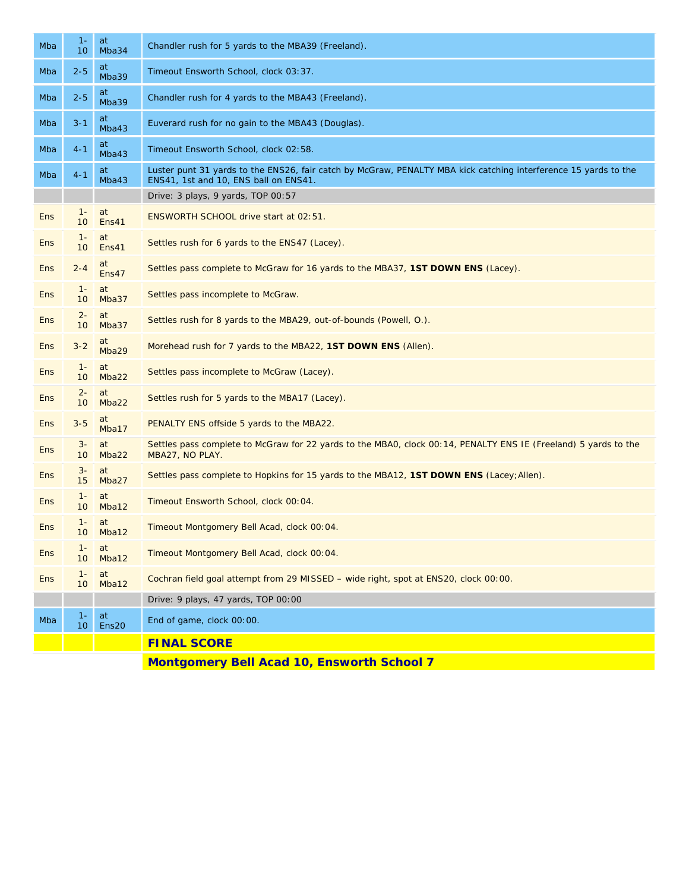| | | | |
|---|---|---|---|
| Mba | 1-10 | at Mba34 | Chandler rush for 5 yards to the MBA39 (Freeland). |
| Mba | 2-5 | at Mba39 | Timeout Ensworth School, clock 03:37. |
| Mba | 2-5 | at Mba39 | Chandler rush for 4 yards to the MBA43 (Freeland). |
| Mba | 3-1 | at Mba43 | Euverard rush for no gain to the MBA43 (Douglas). |
| Mba | 4-1 | at Mba43 | Timeout Ensworth School, clock 02:58. |
| Mba | 4-1 | at Mba43 | Luster punt 31 yards to the ENS26, fair catch by McGraw, PENALTY MBA kick catching interference 15 yards to the ENS41, 1st and 10, ENS ball on ENS41. |
| | | | Drive: 3 plays, 9 yards, TOP 00:57 |
| Ens | 1-10 | at Ens41 | ENSWORTH SCHOOL drive start at 02:51. |
| Ens | 1-10 | at Ens41 | Settles rush for 6 yards to the ENS47 (Lacey). |
| Ens | 2-4 | at Ens47 | Settles pass complete to McGraw for 16 yards to the MBA37, **1ST DOWN ENS** (Lacey). |
| Ens | 1-10 | at Mba37 | Settles pass incomplete to McGraw. |
| Ens | 2-10 | at Mba37 | Settles rush for 8 yards to the MBA29, out-of-bounds (Powell, O.). |
| Ens | 3-2 | at Mba29 | Morehead rush for 7 yards to the MBA22, **1ST DOWN ENS** (Allen). |
| Ens | 1-10 | at Mba22 | Settles pass incomplete to McGraw (Lacey). |
| Ens | 2-10 | at Mba22 | Settles rush for 5 yards to the MBA17 (Lacey). |
| Ens | 3-5 | at Mba17 | PENALTY ENS offside 5 yards to the MBA22. |
| Ens | 3-10 | at Mba22 | Settles pass complete to McGraw for 22 yards to the MBA0, clock 00:14, PENALTY ENS IE (Freeland) 5 yards to the MBA27, NO PLAY. |
| Ens | 3-15 | at Mba27 | Settles pass complete to Hopkins for 15 yards to the MBA12, **1ST DOWN ENS** (Lacey;Allen). |
| Ens | 1-10 | at Mba12 | Timeout Ensworth School, clock 00:04. |
| Ens | 1-10 | at Mba12 | Timeout Montgomery Bell Acad, clock 00:04. |
| Ens | 1-10 | at Mba12 | Timeout Montgomery Bell Acad, clock 00:04. |
| Ens | 1-10 | at Mba12 | Cochran field goal attempt from 29 MISSED – wide right, spot at ENS20, clock 00:00. |
| | | | Drive: 9 plays, 47 yards, TOP 00:00 |
| Mba | 1-10 | at Ens20 | End of game, clock 00:00. |
| | | | **FINAL SCORE** |
| | | | **Montgomery Bell Acad 10, Ensworth School 7** |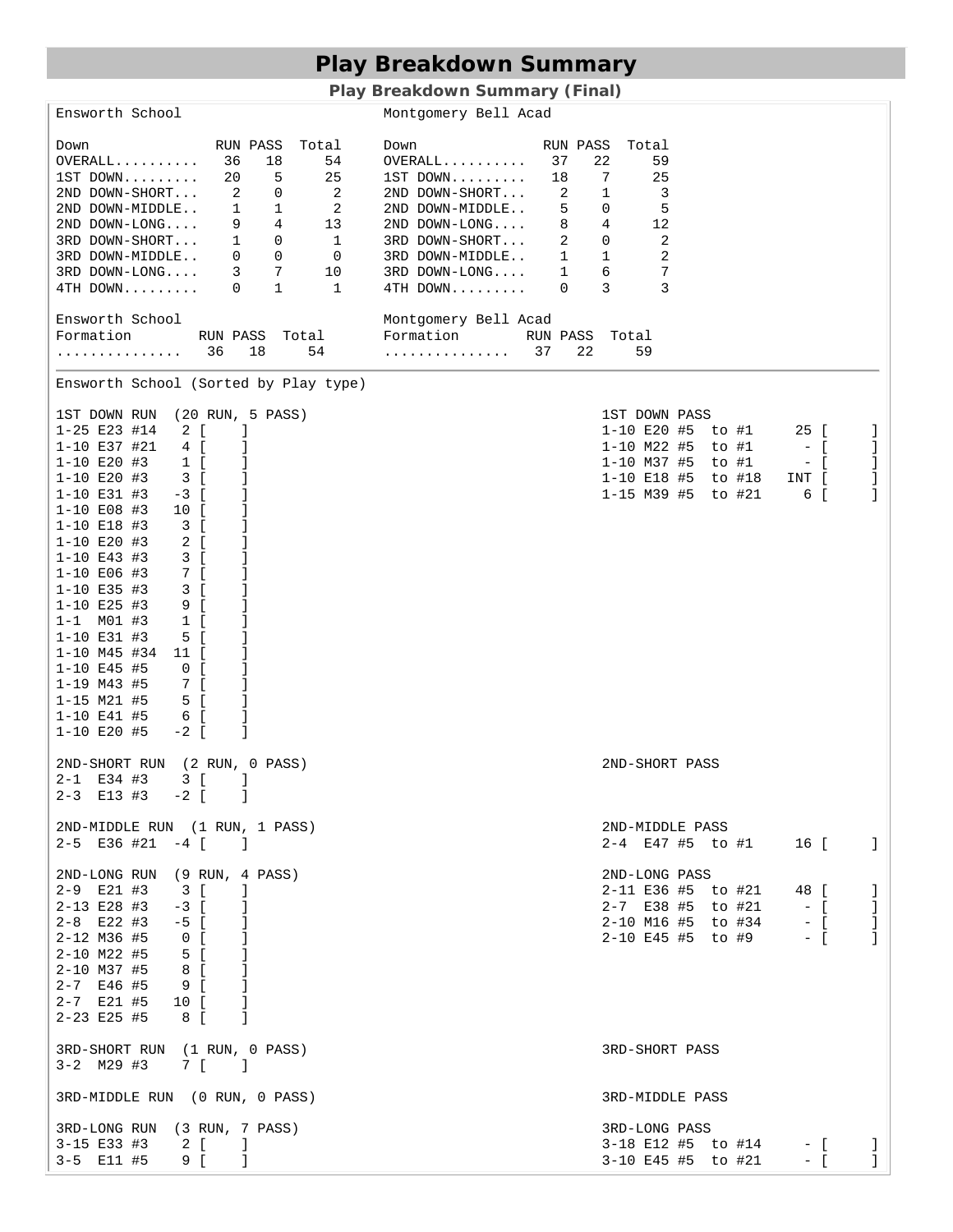# Play Breakdown Summary

**Play Breakdown Summary (Final)**

| Ensworth School | | | | Montgomery Bell Acad | | | |
|---|---|---|---|---|---|---|---|
| Down | RUN | PASS | Total | Down | RUN | PASS | Total |
| OVERALL.......... | 36 | 18 | 54 | OVERALL.......... | 37 | 22 | 59 |
| 1ST DOWN......... | 20 | 5 | 25 | 1ST DOWN......... | 18 | 7 | 25 |
| 2ND DOWN-SHORT... | 2 | 0 | 2 | 2ND DOWN-SHORT... | 2 | 1 | 3 |
| 2ND DOWN-MIDDLE.. | 1 | 1 | 2 | 2ND DOWN-MIDDLE.. | 5 | 0 | 5 |
| 2ND DOWN-LONG.... | 9 | 4 | 13 | 2ND DOWN-LONG.... | 8 | 4 | 12 |
| 3RD DOWN-SHORT... | 1 | 0 | 1 | 3RD DOWN-SHORT... | 2 | 0 | 2 |
| 3RD DOWN-MIDDLE.. | 0 | 0 | 0 | 3RD DOWN-MIDDLE.. | 1 | 1 | 2 |
| 3RD DOWN-LONG.... | 3 | 7 | 10 | 3RD DOWN-LONG.... | 1 | 6 | 7 |
| 4TH DOWN......... | 0 | 1 | 1 | 4TH DOWN......... | 0 | 3 | 3 |

| Ensworth School | | | | Montgomery Bell Acad | | | |
|---|---|---|---|---|---|---|---|
| Formation | RUN | PASS | Total | Formation | RUN | PASS | Total |
| ............... | 36 | 18 | 54 | ............... | 37 | 22 | 59 |

Ensworth School (Sorted by Play type)

```
1ST DOWN RUN  (20 RUN, 5 PASS)                    1ST DOWN PASS
1-25 E23 #14   2 [    ]                           1-10 E20 #5  to #1     25 [     ]
1-10 E37 #21   4 [    ]                           1-10 M22 #5  to #1      - [     ]
1-10 E20 #3    1 [    ]                           1-10 M37 #5  to #1      - [     ]
1-10 E20 #3    3 [    ]                           1-10 E18 #5  to #18   INT [     ]
1-10 E31 #3   -3 [    ]                           1-15 M39 #5  to #21     6 [     ]
1-10 E08 #3   10 [    ]
1-10 E18 #3    3 [    ]
1-10 E20 #3    2 [    ]
1-10 E43 #3    3 [    ]
1-10 E06 #3    7 [    ]
1-10 E35 #3    3 [    ]
1-10 E25 #3    9 [    ]
1-1  M01 #3    1 [    ]
1-10 E31 #3    5 [    ]
1-10 M45 #34  11 [    ]
1-10 E45 #5    0 [    ]
1-19 M43 #5    7 [    ]
1-15 M21 #5    5 [    ]
1-10 E41 #5    6 [    ]
1-10 E20 #5   -2 [    ]

2ND-SHORT RUN  (2 RUN, 0 PASS)                    2ND-SHORT PASS
2-1  E34 #3    3 [    ]
2-3  E13 #3   -2 [    ]

2ND-MIDDLE RUN  (1 RUN, 1 PASS)                   2ND-MIDDLE PASS
2-5  E36 #21  -4 [    ]                           2-4  E47 #5  to #1     16 [     ]

2ND-LONG RUN  (9 RUN, 4 PASS)                     2ND-LONG PASS
2-9  E21 #3    3 [    ]                           2-11 E36 #5  to #21    48 [     ]
2-13 E28 #3   -3 [    ]                           2-7  E38 #5  to #21     - [     ]
2-8  E22 #3   -5 [    ]                           2-10 M16 #5  to #34     - [     ]
2-12 M36 #5    0 [    ]                           2-10 E45 #5  to #9      - [     ]
2-10 M22 #5    5 [    ]
2-10 M37 #5    8 [    ]
2-7  E46 #5    9 [    ]
2-7  E21 #5   10 [    ]
2-23 E25 #5    8 [    ]

3RD-SHORT RUN  (1 RUN, 0 PASS)                    3RD-SHORT PASS
3-2  M29 #3    7 [    ]

3RD-MIDDLE RUN  (0 RUN, 0 PASS)                   3RD-MIDDLE PASS

3RD-LONG RUN  (3 RUN, 7 PASS)                     3RD-LONG PASS
3-15 E33 #3    2 [    ]                           3-18 E12 #5  to #14     - [     ]
3-5  E11 #5    9 [    ]                           3-10 E45 #5  to #21     - [     ]
```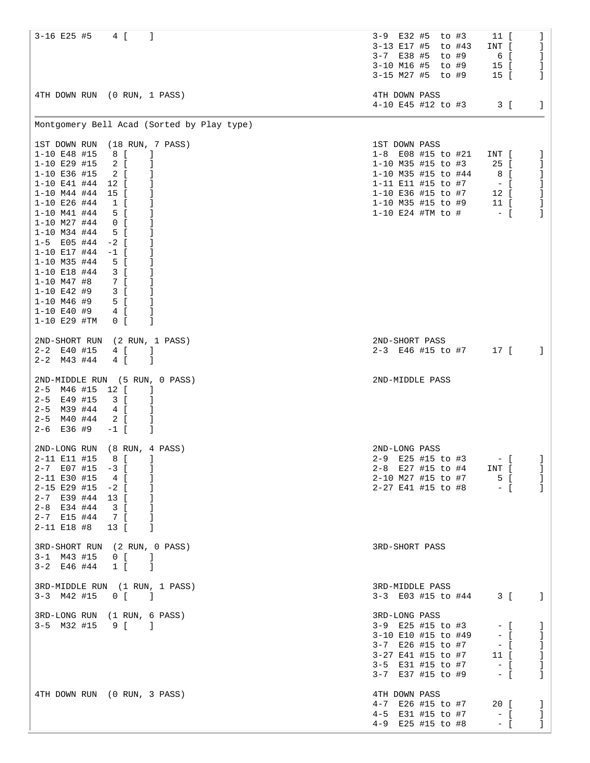```
3-16 E25 #5    4 [    ]                                             3-9  E32 #5  to #3     11 [      ]
                                                                    3-13 E17 #5  to #43   INT [      ]
                                                                    3-7  E38 #5  to #9      6 [      ]
                                                                    3-10 M16 #5  to #9     15 [      ]
                                                                    3-15 M27 #5  to #9     15 [      ]

4TH DOWN RUN  (0 RUN, 1 PASS)                                       4TH DOWN PASS
                                                                    4-10 E45 #12 to #3      3 [      ]
```

## Montgomery Bell Acad (Sorted by Play type)

```
1ST DOWN RUN  (18 RUN, 7 PASS)                                      1ST DOWN PASS
1-10 E48 #15   8 [    ]                                             1-8  E08 #15 to #21   INT [      ]
1-10 E29 #15   2 [    ]                                             1-10 M35 #15 to #3     25 [      ]
1-10 E36 #15   2 [    ]                                             1-10 M35 #15 to #44     8 [      ]
1-10 E41 #44  12 [    ]                                             1-11 E11 #15 to #7      - [      ]
1-10 M44 #44  15 [    ]                                             1-10 E36 #15 to #7     12 [      ]
1-10 E26 #44   1 [    ]                                             1-10 M35 #15 to #9     11 [      ]
1-10 M41 #44   5 [    ]                                             1-10 E24 #TM to #       - [      ]
1-10 M27 #44   0 [    ]
1-10 M34 #44   5 [    ]
1-5  E05 #44  -2 [    ]
1-10 E17 #44  -1 [    ]
1-10 M35 #44   5 [    ]
1-10 E18 #44   3 [    ]
1-10 M47 #8    7 [    ]
1-10 E42 #9    3 [    ]
1-10 M46 #9    5 [    ]
1-10 E40 #9    4 [    ]
1-10 E29 #TM   0 [    ]

2ND-SHORT RUN  (2 RUN, 1 PASS)                                      2ND-SHORT PASS
2-2  E40 #15   4 [    ]                                             2-3  E46 #15 to #7     17 [      ]
2-2  M43 #44   4 [    ]

2ND-MIDDLE RUN  (5 RUN, 0 PASS)                                     2ND-MIDDLE PASS
2-5  M46 #15  12 [    ]
2-5  E49 #15   3 [    ]
2-5  M39 #44   4 [    ]
2-5  M40 #44   2 [    ]
2-6  E36 #9   -1 [    ]

2ND-LONG RUN  (8 RUN, 4 PASS)                                       2ND-LONG PASS
2-11 E11 #15   8 [    ]                                             2-9  E25 #15 to #3      - [      ]
2-7  E07 #15  -3 [    ]                                             2-8  E27 #15 to #4    INT [      ]
2-11 E30 #15   4 [    ]                                             2-10 M27 #15 to #7      5 [      ]
2-15 E29 #15  -2 [    ]                                             2-27 E41 #15 to #8      - [      ]
2-7  E39 #44  13 [    ]
2-8  E34 #44   3 [    ]
2-7  E15 #44   7 [    ]
2-11 E18 #8   13 [    ]

3RD-SHORT RUN  (2 RUN, 0 PASS)                                      3RD-SHORT PASS
3-1  M43 #15   0 [    ]
3-2  E46 #44   1 [    ]

3RD-MIDDLE RUN  (1 RUN, 1 PASS)                                     3RD-MIDDLE PASS
3-3  M42 #15   0 [    ]                                             3-3  E03 #15 to #44     3 [      ]

3RD-LONG RUN  (1 RUN, 6 PASS)                                       3RD-LONG PASS
3-5  M32 #15   9 [    ]                                             3-9  E25 #15 to #3      - [      ]
                                                                    3-10 E10 #15 to #49     - [      ]
                                                                    3-7  E26 #15 to #7      - [      ]
                                                                    3-27 E41 #15 to #7     11 [      ]
                                                                    3-5  E31 #15 to #7      - [      ]
                                                                    3-7  E37 #15 to #9      - [      ]

4TH DOWN RUN  (0 RUN, 3 PASS)                                       4TH DOWN PASS
                                                                    4-7  E26 #15 to #7     20 [      ]
                                                                    4-5  E31 #15 to #7      - [      ]
                                                                    4-9  E25 #15 to #8      - [      ]
```